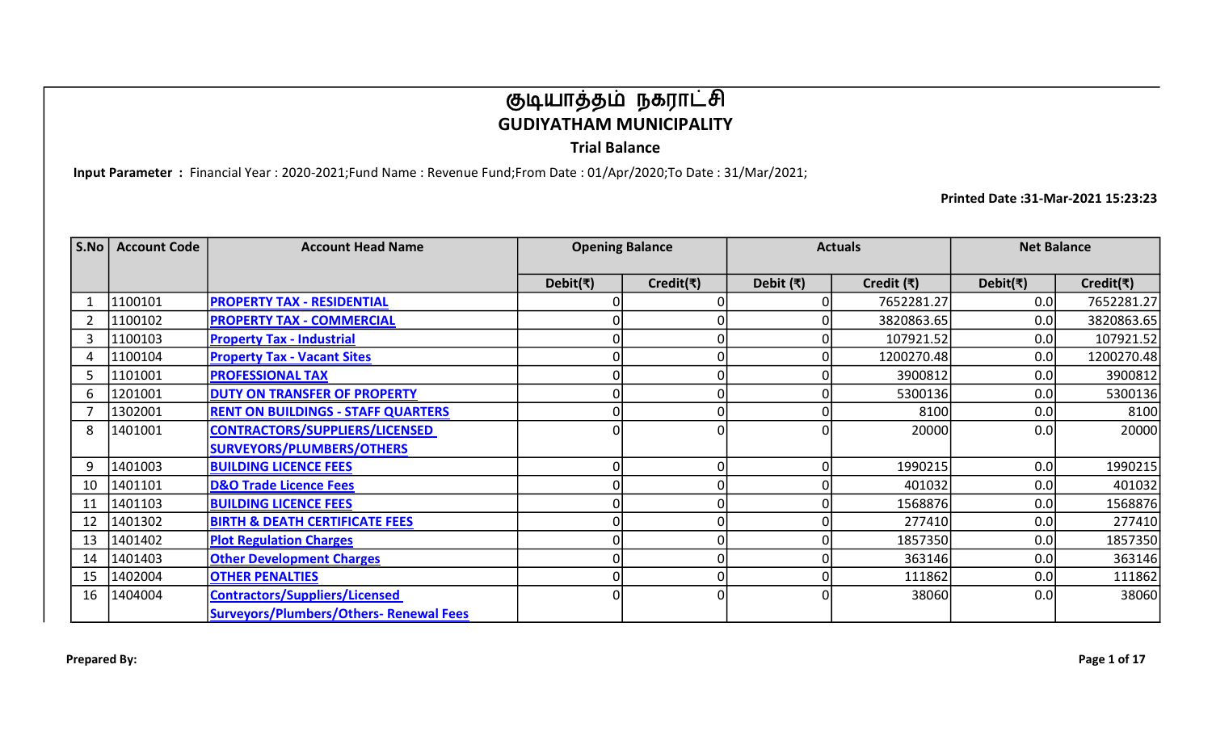# குடியாத்தம் நகராட்சி
## GUDIYATHAM MUNICIPALITY
### Trial Balance

**Input Parameter :** Financial Year : 2020-2021;Fund Name : Revenue Fund;From Date : 01/Apr/2020;To Date : 31/Mar/2021;

**Printed Date :31-Mar-2021 15:23:23**

| S.No | Account Code | Account Head Name | Opening Balance | | Actuals | | Net Balance | |
|---|---|---|---|---|---|---|---|---|
| | | | Debit(₹) | Credit(₹) | Debit (₹) | Credit (₹) | Debit(₹) | Credit(₹) |
| 1 | 1100101 | **PROPERTY TAX - RESIDENTIAL** | 0 | 0 | 0 | 7652281.27 | 0.0 | 7652281.27 |
| 2 | 1100102 | **PROPERTY TAX - COMMERCIAL** | 0 | 0 | 0 | 3820863.65 | 0.0 | 3820863.65 |
| 3 | 1100103 | **Property Tax - Industrial** | 0 | 0 | 0 | 107921.52 | 0.0 | 107921.52 |
| 4 | 1100104 | **Property Tax - Vacant Sites** | 0 | 0 | 0 | 1200270.48 | 0.0 | 1200270.48 |
| 5 | 1101001 | **PROFESSIONAL TAX** | 0 | 0 | 0 | 3900812 | 0.0 | 3900812 |
| 6 | 1201001 | **DUTY ON TRANSFER OF PROPERTY** | 0 | 0 | 0 | 5300136 | 0.0 | 5300136 |
| 7 | 1302001 | **RENT ON BUILDINGS - STAFF QUARTERS** | 0 | 0 | 0 | 8100 | 0.0 | 8100 |
| 8 | 1401001 | **CONTRACTORS/SUPPLIERS/LICENSED SURVEYORS/PLUMBERS/OTHERS** | 0 | 0 | 0 | 20000 | 0.0 | 20000 |
| 9 | 1401003 | **BUILDING LICENCE FEES** | 0 | 0 | 0 | 1990215 | 0.0 | 1990215 |
| 10 | 1401101 | **D&O Trade Licence Fees** | 0 | 0 | 0 | 401032 | 0.0 | 401032 |
| 11 | 1401103 | **BUILDING LICENCE FEES** | 0 | 0 | 0 | 1568876 | 0.0 | 1568876 |
| 12 | 1401302 | **BIRTH & DEATH CERTIFICATE FEES** | 0 | 0 | 0 | 277410 | 0.0 | 277410 |
| 13 | 1401402 | **Plot Regulation Charges** | 0 | 0 | 0 | 1857350 | 0.0 | 1857350 |
| 14 | 1401403 | **Other Development Charges** | 0 | 0 | 0 | 363146 | 0.0 | 363146 |
| 15 | 1402004 | **OTHER PENALTIES** | 0 | 0 | 0 | 111862 | 0.0 | 111862 |
| 16 | 1404004 | **Contractors/Suppliers/Licensed Surveyors/Plumbers/Others- Renewal Fees** | 0 | 0 | 0 | 38060 | 0.0 | 38060 |

**Prepared By:**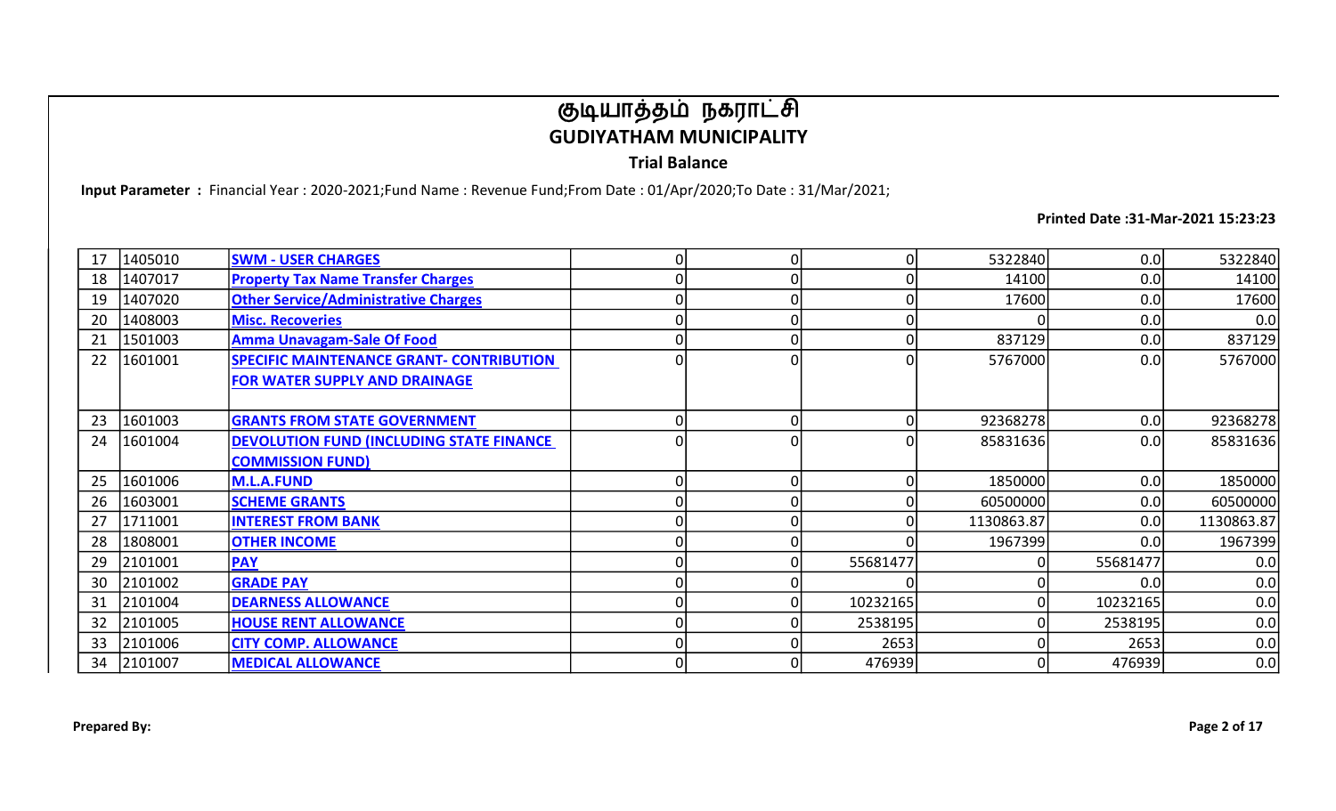# குடியாத்தம் நகராட்சி
## GUDIYATHAM MUNICIPALITY
### Trial Balance

**Input Parameter :** Financial Year : 2020-2021;Fund Name : Revenue Fund;From Date : 01/Apr/2020;To Date : 31/Mar/2021;

**Printed Date :31-Mar-2021 15:23:23**

| | | | | | | | | |
|---|---|---|---|---|---|---|---|---|
| 17 | 1405010 | **SWM - USER CHARGES** | 0 | 0 | 0 | 5322840 | 0.0 | 5322840 |
| 18 | 1407017 | **Property Tax Name Transfer Charges** | 0 | 0 | 0 | 14100 | 0.0 | 14100 |
| 19 | 1407020 | **Other Service/Administrative Charges** | 0 | 0 | 0 | 17600 | 0.0 | 17600 |
| 20 | 1408003 | **Misc. Recoveries** | 0 | 0 | 0 | 0 | 0.0 | 0.0 |
| 21 | 1501003 | **Amma Unavagam-Sale Of Food** | 0 | 0 | 0 | 837129 | 0.0 | 837129 |
| 22 | 1601001 | **SPECIFIC MAINTENANCE GRANT- CONTRIBUTION FOR WATER SUPPLY AND DRAINAGE** | 0 | 0 | 0 | 5767000 | 0.0 | 5767000 |
| 23 | 1601003 | **GRANTS FROM STATE GOVERNMENT** | 0 | 0 | 0 | 92368278 | 0.0 | 92368278 |
| 24 | 1601004 | **DEVOLUTION FUND (INCLUDING STATE FINANCE COMMISSION FUND)** | 0 | 0 | 0 | 85831636 | 0.0 | 85831636 |
| 25 | 1601006 | **M.L.A.FUND** | 0 | 0 | 0 | 1850000 | 0.0 | 1850000 |
| 26 | 1603001 | **SCHEME GRANTS** | 0 | 0 | 0 | 60500000 | 0.0 | 60500000 |
| 27 | 1711001 | **INTEREST FROM BANK** | 0 | 0 | 0 | 1130863.87 | 0.0 | 1130863.87 |
| 28 | 1808001 | **OTHER INCOME** | 0 | 0 | 0 | 1967399 | 0.0 | 1967399 |
| 29 | 2101001 | **PAY** | 0 | 0 | 55681477 | 0 | 55681477 | 0.0 |
| 30 | 2101002 | **GRADE PAY** | 0 | 0 | 0 | 0 | 0.0 | 0.0 |
| 31 | 2101004 | **DEARNESS ALLOWANCE** | 0 | 0 | 10232165 | 0 | 10232165 | 0.0 |
| 32 | 2101005 | **HOUSE RENT ALLOWANCE** | 0 | 0 | 2538195 | 0 | 2538195 | 0.0 |
| 33 | 2101006 | **CITY COMP. ALLOWANCE** | 0 | 0 | 2653 | 0 | 2653 | 0.0 |
| 34 | 2101007 | **MEDICAL ALLOWANCE** | 0 | 0 | 476939 | 0 | 476939 | 0.0 |

**Prepared By:**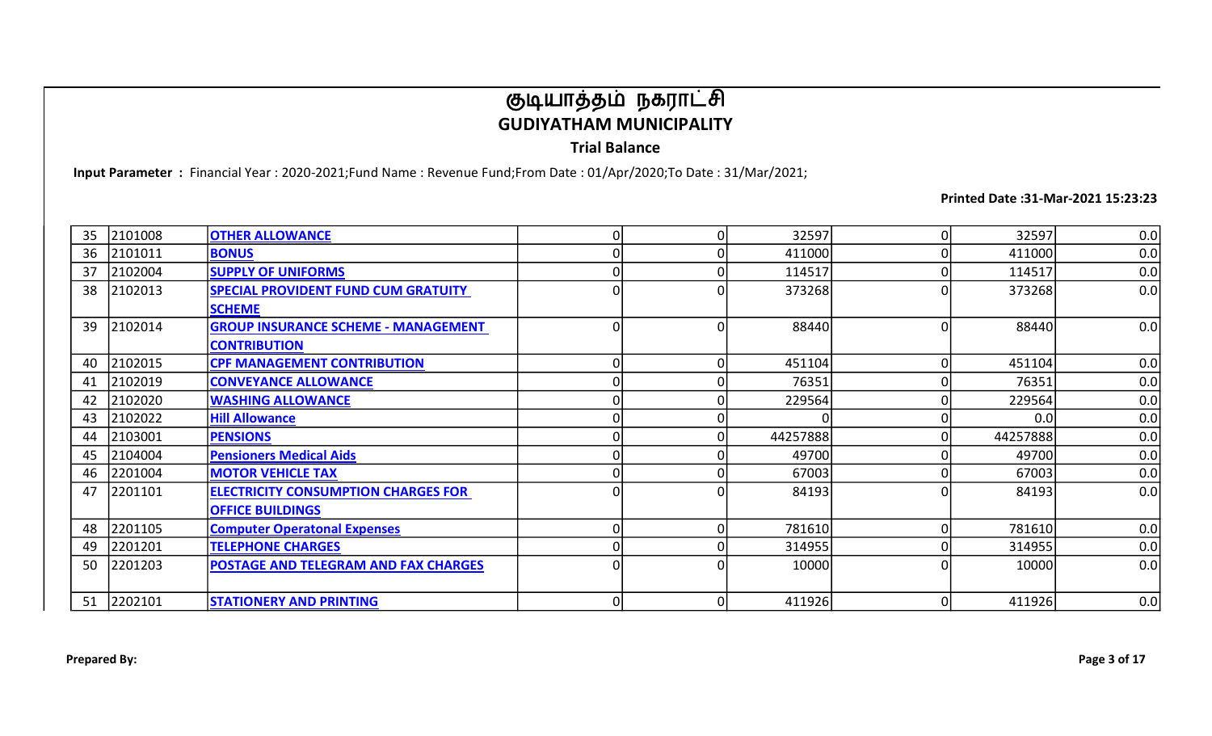# குடியாத்தம் நகராட்சி
## GUDIYATHAM MUNICIPALITY
### Trial Balance

**Input Parameter :** Financial Year : 2020-2021;Fund Name : Revenue Fund;From Date : 01/Apr/2020;To Date : 31/Mar/2021;

**Printed Date :31-Mar-2021 15:23:23**

| | | | | | | | | |
|---|---|---|---|---|---|---|---|---|
| 35 | 2101008 | OTHER ALLOWANCE | 0 | 0 | 32597 | 0 | 32597 | 0.0 |
| 36 | 2101011 | BONUS | 0 | 0 | 411000 | 0 | 411000 | 0.0 |
| 37 | 2102004 | SUPPLY OF UNIFORMS | 0 | 0 | 114517 | 0 | 114517 | 0.0 |
| 38 | 2102013 | SPECIAL PROVIDENT FUND CUM GRATUITY SCHEME | 0 | 0 | 373268 | 0 | 373268 | 0.0 |
| 39 | 2102014 | GROUP INSURANCE SCHEME - MANAGEMENT CONTRIBUTION | 0 | 0 | 88440 | 0 | 88440 | 0.0 |
| 40 | 2102015 | CPF MANAGEMENT CONTRIBUTION | 0 | 0 | 451104 | 0 | 451104 | 0.0 |
| 41 | 2102019 | CONVEYANCE ALLOWANCE | 0 | 0 | 76351 | 0 | 76351 | 0.0 |
| 42 | 2102020 | WASHING ALLOWANCE | 0 | 0 | 229564 | 0 | 229564 | 0.0 |
| 43 | 2102022 | Hill Allowance | 0 | 0 | 0 | 0 | 0.0 | 0.0 |
| 44 | 2103001 | PENSIONS | 0 | 0 | 44257888 | 0 | 44257888 | 0.0 |
| 45 | 2104004 | Pensioners Medical Aids | 0 | 0 | 49700 | 0 | 49700 | 0.0 |
| 46 | 2201004 | MOTOR VEHICLE TAX | 0 | 0 | 67003 | 0 | 67003 | 0.0 |
| 47 | 2201101 | ELECTRICITY CONSUMPTION CHARGES FOR OFFICE BUILDINGS | 0 | 0 | 84193 | 0 | 84193 | 0.0 |
| 48 | 2201105 | Computer Operatonal Expenses | 0 | 0 | 781610 | 0 | 781610 | 0.0 |
| 49 | 2201201 | TELEPHONE CHARGES | 0 | 0 | 314955 | 0 | 314955 | 0.0 |
| 50 | 2201203 | POSTAGE AND TELEGRAM AND FAX CHARGES | 0 | 0 | 10000 | 0 | 10000 | 0.0 |
| 51 | 2202101 | STATIONERY AND PRINTING | 0 | 0 | 411926 | 0 | 411926 | 0.0 |

**Prepared By:**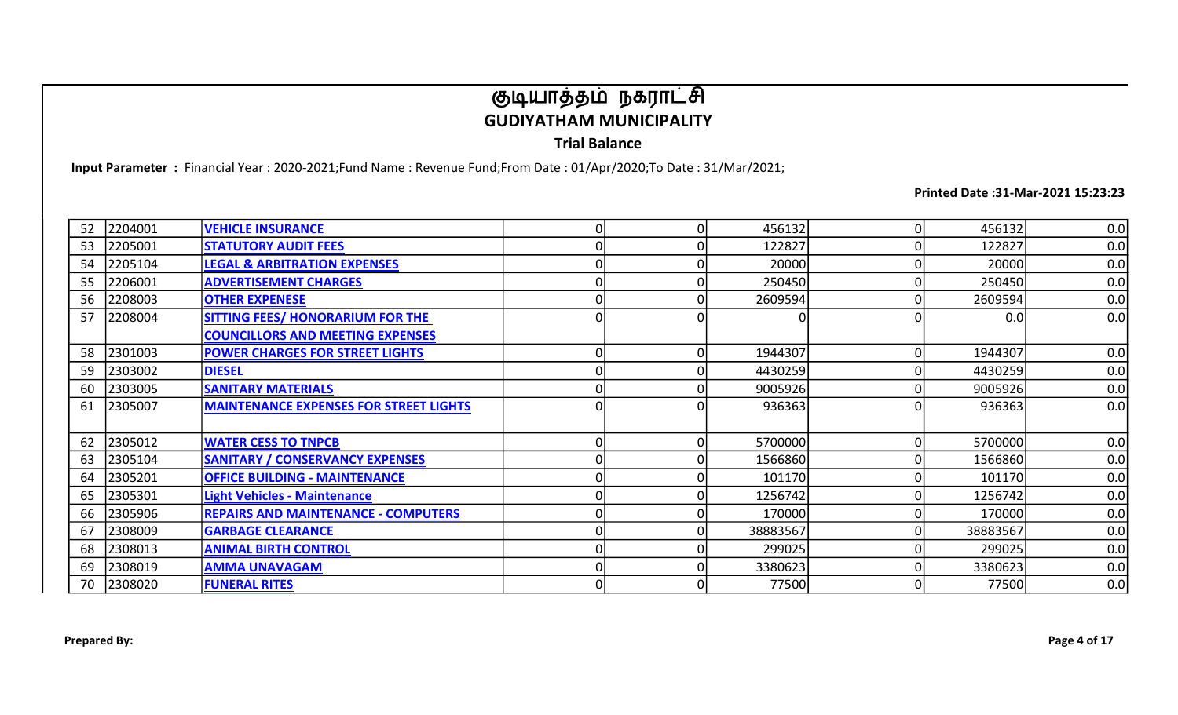# குடியாத்தம் நகராட்சி
## GUDIYATHAM MUNICIPALITY
### Trial Balance

**Input Parameter :** Financial Year : 2020-2021;Fund Name : Revenue Fund;From Date : 01/Apr/2020;To Date : 31/Mar/2021;

**Printed Date :31-Mar-2021 15:23:23**

| | | | | | | | | |
|---|---|---|---|---|---|---|---|---|
| 52 | 2204001 | VEHICLE INSURANCE | 0 | 0 | 456132 | 0 | 456132 | 0.0 |
| 53 | 2205001 | STATUTORY AUDIT FEES | 0 | 0 | 122827 | 0 | 122827 | 0.0 |
| 54 | 2205104 | LEGAL & ARBITRATION EXPENSES | 0 | 0 | 20000 | 0 | 20000 | 0.0 |
| 55 | 2206001 | ADVERTISEMENT CHARGES | 0 | 0 | 250450 | 0 | 250450 | 0.0 |
| 56 | 2208003 | OTHER EXPENESE | 0 | 0 | 2609594 | 0 | 2609594 | 0.0 |
| 57 | 2208004 | SITTING FEES/ HONORARIUM FOR THE COUNCILLORS AND MEETING EXPENSES | 0 | 0 | 0 | 0 | 0.0 | 0.0 |
| 58 | 2301003 | POWER CHARGES FOR STREET LIGHTS | 0 | 0 | 1944307 | 0 | 1944307 | 0.0 |
| 59 | 2303002 | DIESEL | 0 | 0 | 4430259 | 0 | 4430259 | 0.0 |
| 60 | 2303005 | SANITARY MATERIALS | 0 | 0 | 9005926 | 0 | 9005926 | 0.0 |
| 61 | 2305007 | MAINTENANCE EXPENSES FOR STREET LIGHTS | 0 | 0 | 936363 | 0 | 936363 | 0.0 |
| 62 | 2305012 | WATER CESS TO TNPCB | 0 | 0 | 5700000 | 0 | 5700000 | 0.0 |
| 63 | 2305104 | SANITARY / CONSERVANCY EXPENSES | 0 | 0 | 1566860 | 0 | 1566860 | 0.0 |
| 64 | 2305201 | OFFICE BUILDING - MAINTENANCE | 0 | 0 | 101170 | 0 | 101170 | 0.0 |
| 65 | 2305301 | Light Vehicles - Maintenance | 0 | 0 | 1256742 | 0 | 1256742 | 0.0 |
| 66 | 2305906 | REPAIRS AND MAINTENANCE - COMPUTERS | 0 | 0 | 170000 | 0 | 170000 | 0.0 |
| 67 | 2308009 | GARBAGE CLEARANCE | 0 | 0 | 38883567 | 0 | 38883567 | 0.0 |
| 68 | 2308013 | ANIMAL BIRTH CONTROL | 0 | 0 | 299025 | 0 | 299025 | 0.0 |
| 69 | 2308019 | AMMA UNAVAGAM | 0 | 0 | 3380623 | 0 | 3380623 | 0.0 |
| 70 | 2308020 | FUNERAL RITES | 0 | 0 | 77500 | 0 | 77500 | 0.0 |

**Prepared By:**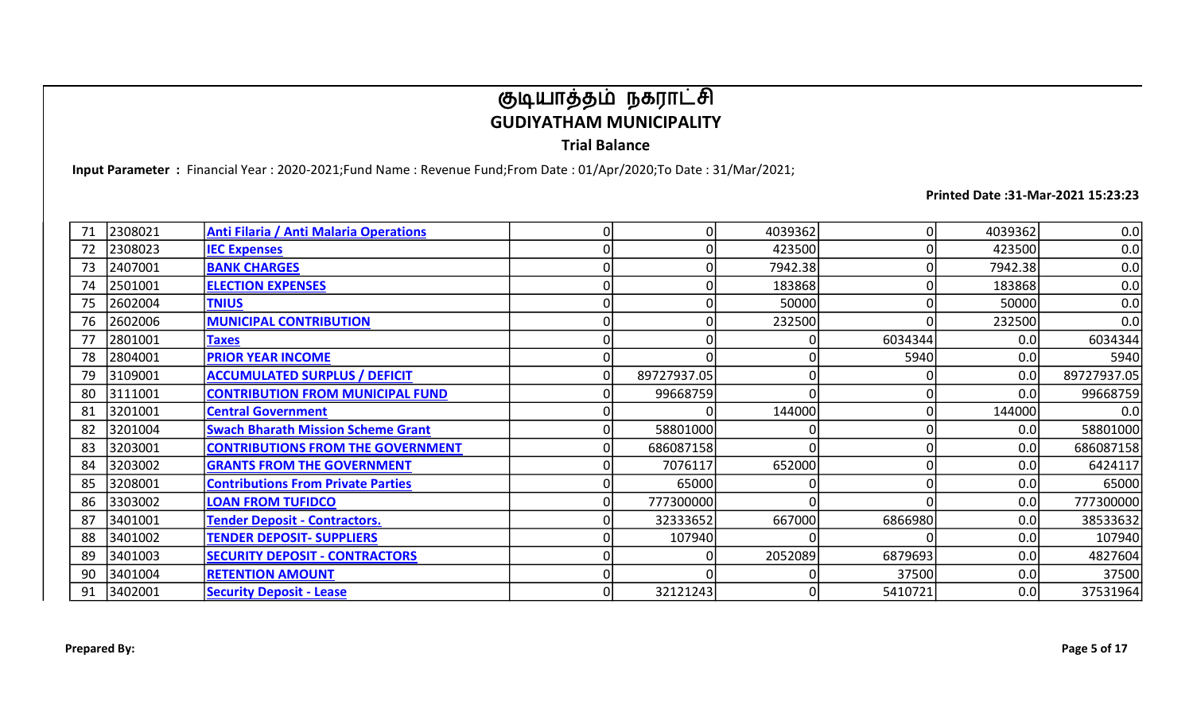# குடியாத்தம் நகராட்சி

## GUDIYATHAM MUNICIPALITY

### Trial Balance

**Input Parameter :** Financial Year : 2020-2021;Fund Name : Revenue Fund;From Date : 01/Apr/2020;To Date : 31/Mar/2021;

**Printed Date :31-Mar-2021 15:23:23**

| | | | | | | | | |
|---|---|---|---|---|---|---|---|---|
| 71 | 2308021 | Anti Filaria / Anti Malaria Operations | 0 | 0 | 4039362 | 0 | 4039362 | 0.0 |
| 72 | 2308023 | IEC Expenses | 0 | 0 | 423500 | 0 | 423500 | 0.0 |
| 73 | 2407001 | BANK CHARGES | 0 | 0 | 7942.38 | 0 | 7942.38 | 0.0 |
| 74 | 2501001 | ELECTION EXPENSES | 0 | 0 | 183868 | 0 | 183868 | 0.0 |
| 75 | 2602004 | TNIUS | 0 | 0 | 50000 | 0 | 50000 | 0.0 |
| 76 | 2602006 | MUNICIPAL CONTRIBUTION | 0 | 0 | 232500 | 0 | 232500 | 0.0 |
| 77 | 2801001 | Taxes | 0 | 0 | 0 | 6034344 | 0.0 | 6034344 |
| 78 | 2804001 | PRIOR YEAR INCOME | 0 | 0 | 0 | 5940 | 0.0 | 5940 |
| 79 | 3109001 | ACCUMULATED SURPLUS / DEFICIT | 0 | 89727937.05 | 0 | 0 | 0.0 | 89727937.05 |
| 80 | 3111001 | CONTRIBUTION FROM MUNICIPAL FUND | 0 | 99668759 | 0 | 0 | 0.0 | 99668759 |
| 81 | 3201001 | Central Government | 0 | 0 | 144000 | 0 | 144000 | 0.0 |
| 82 | 3201004 | Swach Bharath Mission Scheme Grant | 0 | 58801000 | 0 | 0 | 0.0 | 58801000 |
| 83 | 3203001 | CONTRIBUTIONS FROM THE GOVERNMENT | 0 | 686087158 | 0 | 0 | 0.0 | 686087158 |
| 84 | 3203002 | GRANTS FROM THE GOVERNMENT | 0 | 7076117 | 652000 | 0 | 0.0 | 6424117 |
| 85 | 3208001 | Contributions From Private Parties | 0 | 65000 | 0 | 0 | 0.0 | 65000 |
| 86 | 3303002 | LOAN FROM TUFIDCO | 0 | 777300000 | 0 | 0 | 0.0 | 777300000 |
| 87 | 3401001 | Tender Deposit - Contractors. | 0 | 32333652 | 667000 | 6866980 | 0.0 | 38533632 |
| 88 | 3401002 | TENDER DEPOSIT- SUPPLIERS | 0 | 107940 | 0 | 0 | 0.0 | 107940 |
| 89 | 3401003 | SECURITY DEPOSIT - CONTRACTORS | 0 | 0 | 2052089 | 6879693 | 0.0 | 4827604 |
| 90 | 3401004 | RETENTION AMOUNT | 0 | 0 | 0 | 37500 | 0.0 | 37500 |
| 91 | 3402001 | Security Deposit - Lease | 0 | 32121243 | 0 | 5410721 | 0.0 | 37531964 |

**Prepared By:**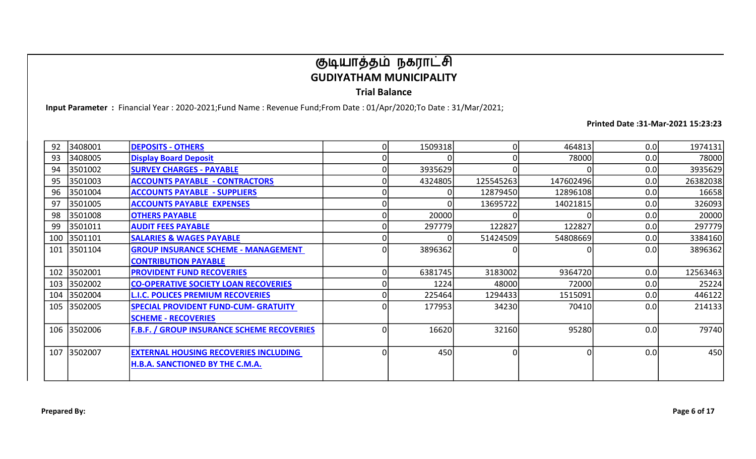# குடியாத்தம் நகராட்சி
## GUDIYATHAM MUNICIPALITY
### Trial Balance

**Input Parameter :** Financial Year : 2020-2021;Fund Name : Revenue Fund;From Date : 01/Apr/2020;To Date : 31/Mar/2021;

**Printed Date :31-Mar-2021 15:23:23**

| | | | | | | | | |
|---|---|---|---|---|---|---|---|---|
| 92 | 3408001 | **DEPOSITS - OTHERS** | 0 | 1509318 | 0 | 464813 | 0.0 | 1974131 |
| 93 | 3408005 | **Display Board Deposit** | 0 | 0 | 0 | 78000 | 0.0 | 78000 |
| 94 | 3501002 | **SURVEY CHARGES - PAYABLE** | 0 | 3935629 | 0 | 0 | 0.0 | 3935629 |
| 95 | 3501003 | **ACCOUNTS PAYABLE - CONTRACTORS** | 0 | 4324805 | 125545263 | 147602496 | 0.0 | 26382038 |
| 96 | 3501004 | **ACCOUNTS PAYABLE - SUPPLIERS** | 0 | 0 | 12879450 | 12896108 | 0.0 | 16658 |
| 97 | 3501005 | **ACCOUNTS PAYABLE EXPENSES** | 0 | 0 | 13695722 | 14021815 | 0.0 | 326093 |
| 98 | 3501008 | **OTHERS PAYABLE** | 0 | 20000 | 0 | 0 | 0.0 | 20000 |
| 99 | 3501011 | **AUDIT FEES PAYABLE** | 0 | 297779 | 122827 | 122827 | 0.0 | 297779 |
| 100 | 3501101 | **SALARIES & WAGES PAYABLE** | 0 | 0 | 51424509 | 54808669 | 0.0 | 3384160 |
| 101 | 3501104 | **GROUP INSURANCE SCHEME - MANAGEMENT CONTRIBUTION PAYABLE** | 0 | 3896362 | 0 | 0 | 0.0 | 3896362 |
| 102 | 3502001 | **PROVIDENT FUND RECOVERIES** | 0 | 6381745 | 3183002 | 9364720 | 0.0 | 12563463 |
| 103 | 3502002 | **CO-OPERATIVE SOCIETY LOAN RECOVERIES** | 0 | 1224 | 48000 | 72000 | 0.0 | 25224 |
| 104 | 3502004 | **L.I.C. POLICES PREMIUM RECOVERIES** | 0 | 225464 | 1294433 | 1515091 | 0.0 | 446122 |
| 105 | 3502005 | **SPECIAL PROVIDENT FUND-CUM- GRATUITY SCHEME - RECOVERIES** | 0 | 177953 | 34230 | 70410 | 0.0 | 214133 |
| 106 | 3502006 | **F.B.F. / GROUP INSURANCE SCHEME RECOVERIES** | 0 | 16620 | 32160 | 95280 | 0.0 | 79740 |
| 107 | 3502007 | **EXTERNAL HOUSING RECOVERIES INCLUDING H.B.A. SANCTIONED BY THE C.M.A.** | 0 | 450 | 0 | 0 | 0.0 | 450 |

**Prepared By:**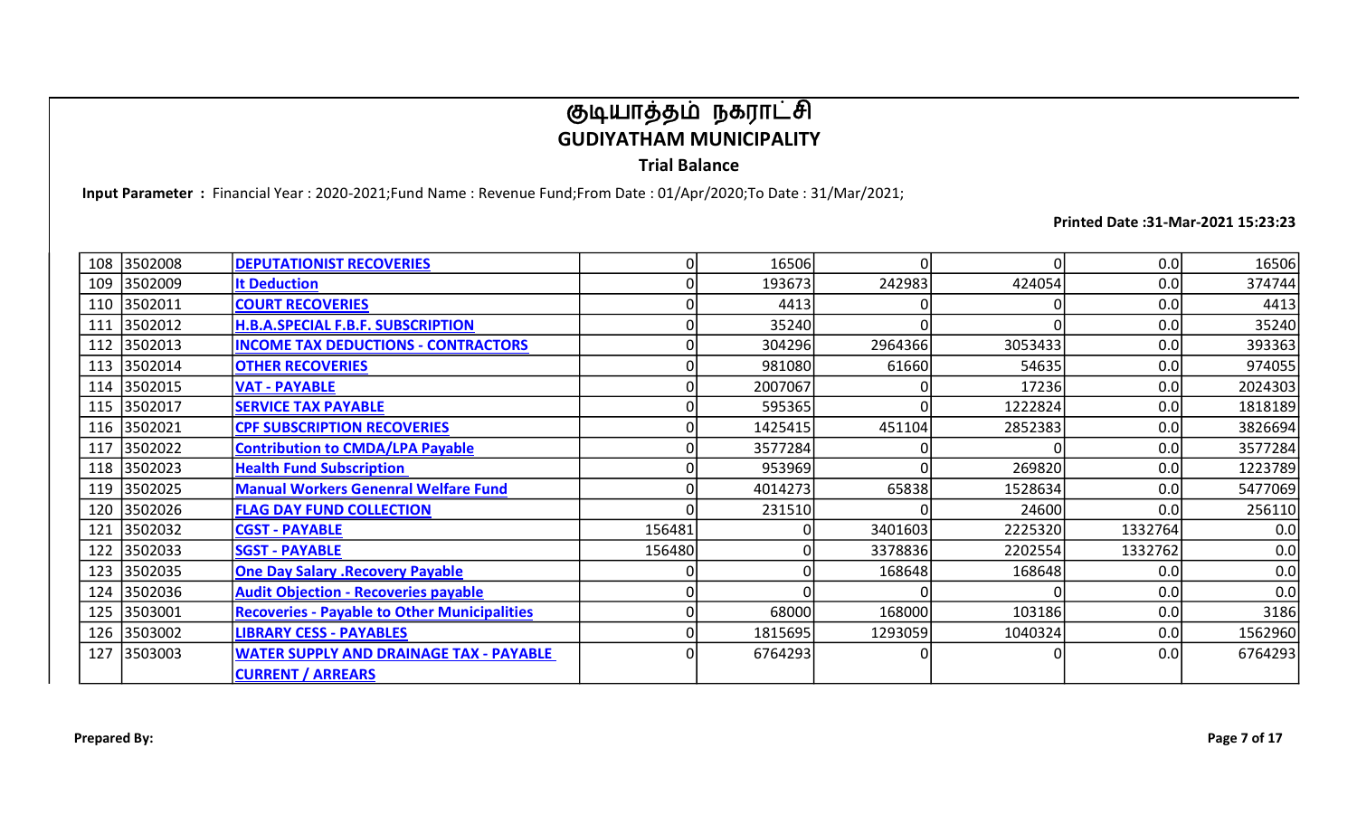# குடியாத்தம் நகராட்சி

## GUDIYATHAM MUNICIPALITY

### Trial Balance

**Input Parameter :** Financial Year : 2020-2021;Fund Name : Revenue Fund;From Date : 01/Apr/2020;To Date : 31/Mar/2021;

**Printed Date :31-Mar-2021 15:23:23**

| | | | | | | | | |
|---|---|---|---|---|---|---|---|---|
| 108 | 3502008 | DEPUTATIONIST RECOVERIES | 0 | 16506 | 0 | 0 | 0.0 | 16506 |
| 109 | 3502009 | It Deduction | 0 | 193673 | 242983 | 424054 | 0.0 | 374744 |
| 110 | 3502011 | COURT RECOVERIES | 0 | 4413 | 0 | 0 | 0.0 | 4413 |
| 111 | 3502012 | H.B.A.SPECIAL F.B.F. SUBSCRIPTION | 0 | 35240 | 0 | 0 | 0.0 | 35240 |
| 112 | 3502013 | INCOME TAX DEDUCTIONS - CONTRACTORS | 0 | 304296 | 2964366 | 3053433 | 0.0 | 393363 |
| 113 | 3502014 | OTHER RECOVERIES | 0 | 981080 | 61660 | 54635 | 0.0 | 974055 |
| 114 | 3502015 | VAT - PAYABLE | 0 | 2007067 | 0 | 17236 | 0.0 | 2024303 |
| 115 | 3502017 | SERVICE TAX PAYABLE | 0 | 595365 | 0 | 1222824 | 0.0 | 1818189 |
| 116 | 3502021 | CPF SUBSCRIPTION RECOVERIES | 0 | 1425415 | 451104 | 2852383 | 0.0 | 3826694 |
| 117 | 3502022 | Contribution to CMDA/LPA Payable | 0 | 3577284 | 0 | 0 | 0.0 | 3577284 |
| 118 | 3502023 | Health Fund Subscription | 0 | 953969 | 0 | 269820 | 0.0 | 1223789 |
| 119 | 3502025 | Manual Workers Genenral Welfare Fund | 0 | 4014273 | 65838 | 1528634 | 0.0 | 5477069 |
| 120 | 3502026 | FLAG DAY FUND COLLECTION | 0 | 231510 | 0 | 24600 | 0.0 | 256110 |
| 121 | 3502032 | CGST - PAYABLE | 156481 | 0 | 3401603 | 2225320 | 1332764 | 0.0 |
| 122 | 3502033 | SGST - PAYABLE | 156480 | 0 | 3378836 | 2202554 | 1332762 | 0.0 |
| 123 | 3502035 | One Day Salary .Recovery Payable | 0 | 0 | 168648 | 168648 | 0.0 | 0.0 |
| 124 | 3502036 | Audit Objection - Recoveries payable | 0 | 0 | 0 | 0 | 0.0 | 0.0 |
| 125 | 3503001 | Recoveries - Payable to Other Municipalities | 0 | 68000 | 168000 | 103186 | 0.0 | 3186 |
| 126 | 3503002 | LIBRARY CESS - PAYABLES | 0 | 1815695 | 1293059 | 1040324 | 0.0 | 1562960 |
| 127 | 3503003 | WATER SUPPLY AND DRAINAGE TAX - PAYABLE CURRENT / ARREARS | 0 | 6764293 | 0 | 0 | 0.0 | 6764293 |

**Prepared By:**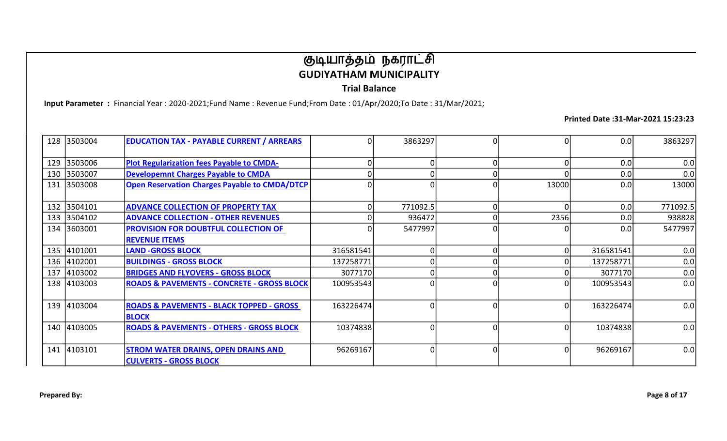# குடியாத்தம் நகராட்சி
## GUDIYATHAM MUNICIPALITY
### Trial Balance

**Input Parameter :** Financial Year : 2020-2021;Fund Name : Revenue Fund;From Date : 01/Apr/2020;To Date : 31/Mar/2021;

**Printed Date :31-Mar-2021 15:23:23**

| | | | | | | | | |
|---|---|---|---|---|---|---|---|---|
| 128 | 3503004 | EDUCATION TAX - PAYABLE CURRENT / ARREARS | 0 | 3863297 | 0 | 0 | 0.0 | 3863297 |
| 129 | 3503006 | Plot Regularization fees Payable to CMDA- | 0 | 0 | 0 | 0 | 0.0 | 0.0 |
| 130 | 3503007 | Developemnt Charges Payable to CMDA | 0 | 0 | 0 | 0 | 0.0 | 0.0 |
| 131 | 3503008 | Open Reservation Charges Payable to CMDA/DTCP | 0 | 0 | 0 | 13000 | 0.0 | 13000 |
| 132 | 3504101 | ADVANCE COLLECTION OF PROPERTY TAX | 0 | 771092.5 | 0 | 0 | 0.0 | 771092.5 |
| 133 | 3504102 | ADVANCE COLLECTION - OTHER REVENUES | 0 | 936472 | 0 | 2356 | 0.0 | 938828 |
| 134 | 3603001 | PROVISION FOR DOUBTFUL COLLECTION OF REVENUE ITEMS | 0 | 5477997 | 0 | 0 | 0.0 | 5477997 |
| 135 | 4101001 | LAND -GROSS BLOCK | 316581541 | 0 | 0 | 0 | 316581541 | 0.0 |
| 136 | 4102001 | BUILDINGS - GROSS BLOCK | 137258771 | 0 | 0 | 0 | 137258771 | 0.0 |
| 137 | 4103002 | BRIDGES AND FLYOVERS - GROSS BLOCK | 3077170 | 0 | 0 | 0 | 3077170 | 0.0 |
| 138 | 4103003 | ROADS & PAVEMENTS - CONCRETE - GROSS BLOCK | 100953543 | 0 | 0 | 0 | 100953543 | 0.0 |
| 139 | 4103004 | ROADS & PAVEMENTS - BLACK TOPPED - GROSS BLOCK | 163226474 | 0 | 0 | 0 | 163226474 | 0.0 |
| 140 | 4103005 | ROADS & PAVEMENTS - OTHERS - GROSS BLOCK | 10374838 | 0 | 0 | 0 | 10374838 | 0.0 |
| 141 | 4103101 | STROM WATER DRAINS, OPEN DRAINS AND CULVERTS - GROSS BLOCK | 96269167 | 0 | 0 | 0 | 96269167 | 0.0 |

**Prepared By:**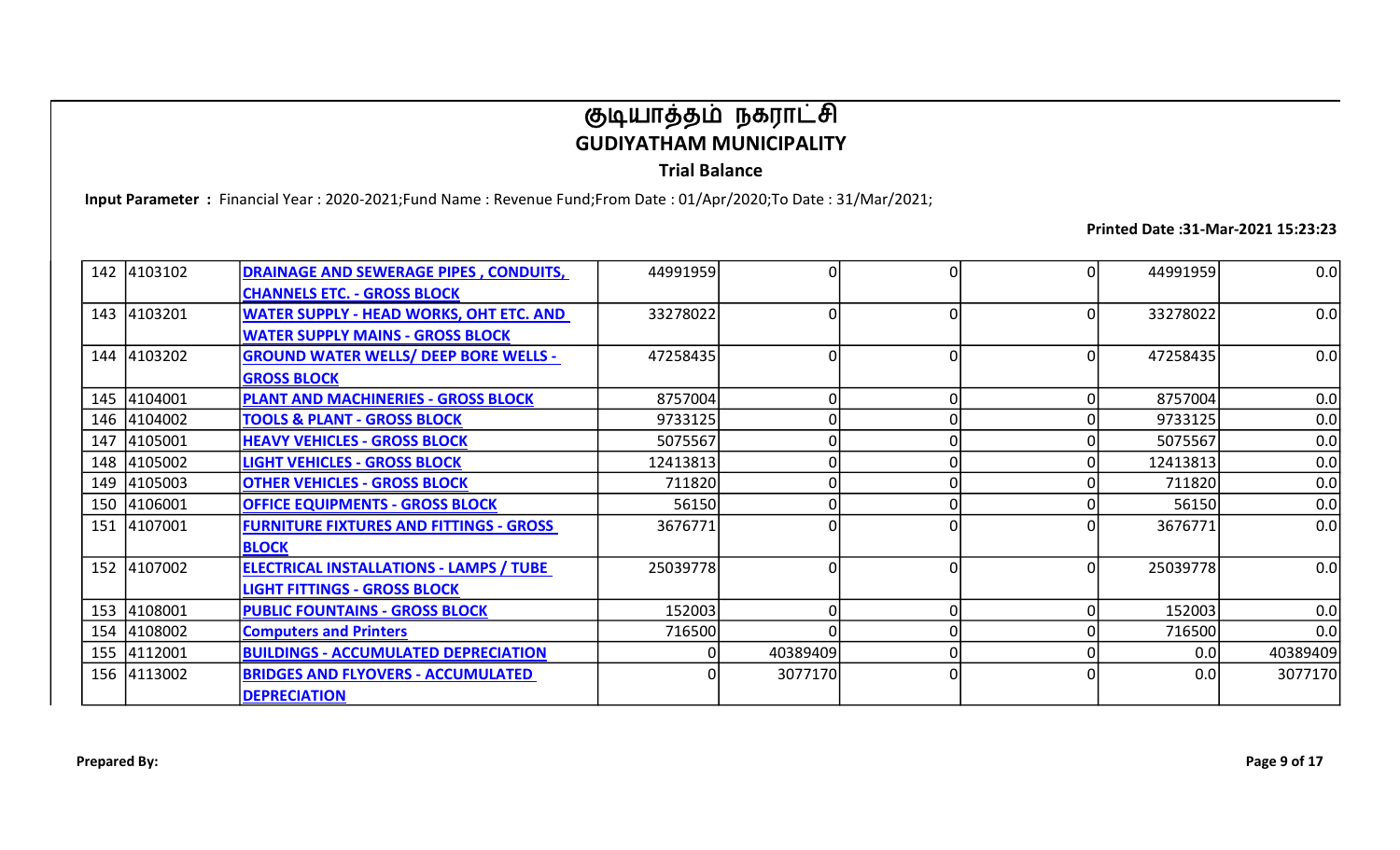# குடியாத்தம் நகராட்சி
# GUDIYATHAM MUNICIPALITY

**Trial Balance**

**Input Parameter :** Financial Year : 2020-2021;Fund Name : Revenue Fund;From Date : 01/Apr/2020;To Date : 31/Mar/2021;

**Printed Date :31-Mar-2021 15:23:23**

| | | | | | | | | |
|---|---|---|---|---|---|---|---|---|
| 142 | 4103102 | DRAINAGE AND SEWERAGE PIPES , CONDUITS, CHANNELS ETC. - GROSS BLOCK | 44991959 | 0 | 0 | 0 | 44991959 | 0.0 |
| 143 | 4103201 | WATER SUPPLY - HEAD WORKS, OHT ETC. AND WATER SUPPLY MAINS - GROSS BLOCK | 33278022 | 0 | 0 | 0 | 33278022 | 0.0 |
| 144 | 4103202 | GROUND WATER WELLS/ DEEP BORE WELLS - GROSS BLOCK | 47258435 | 0 | 0 | 0 | 47258435 | 0.0 |
| 145 | 4104001 | PLANT AND MACHINERIES - GROSS BLOCK | 8757004 | 0 | 0 | 0 | 8757004 | 0.0 |
| 146 | 4104002 | TOOLS & PLANT - GROSS BLOCK | 9733125 | 0 | 0 | 0 | 9733125 | 0.0 |
| 147 | 4105001 | HEAVY VEHICLES - GROSS BLOCK | 5075567 | 0 | 0 | 0 | 5075567 | 0.0 |
| 148 | 4105002 | LIGHT VEHICLES - GROSS BLOCK | 12413813 | 0 | 0 | 0 | 12413813 | 0.0 |
| 149 | 4105003 | OTHER VEHICLES - GROSS BLOCK | 711820 | 0 | 0 | 0 | 711820 | 0.0 |
| 150 | 4106001 | OFFICE EQUIPMENTS - GROSS BLOCK | 56150 | 0 | 0 | 0 | 56150 | 0.0 |
| 151 | 4107001 | FURNITURE FIXTURES AND FITTINGS - GROSS BLOCK | 3676771 | 0 | 0 | 0 | 3676771 | 0.0 |
| 152 | 4107002 | ELECTRICAL INSTALLATIONS - LAMPS / TUBE LIGHT FITTINGS - GROSS BLOCK | 25039778 | 0 | 0 | 0 | 25039778 | 0.0 |
| 153 | 4108001 | PUBLIC FOUNTAINS - GROSS BLOCK | 152003 | 0 | 0 | 0 | 152003 | 0.0 |
| 154 | 4108002 | Computers and Printers | 716500 | 0 | 0 | 0 | 716500 | 0.0 |
| 155 | 4112001 | BUILDINGS - ACCUMULATED DEPRECIATION | 0 | 40389409 | 0 | 0 | 0.0 | 40389409 |
| 156 | 4113002 | BRIDGES AND FLYOVERS - ACCUMULATED DEPRECIATION | 0 | 3077170 | 0 | 0 | 0.0 | 3077170 |

**Prepared By:**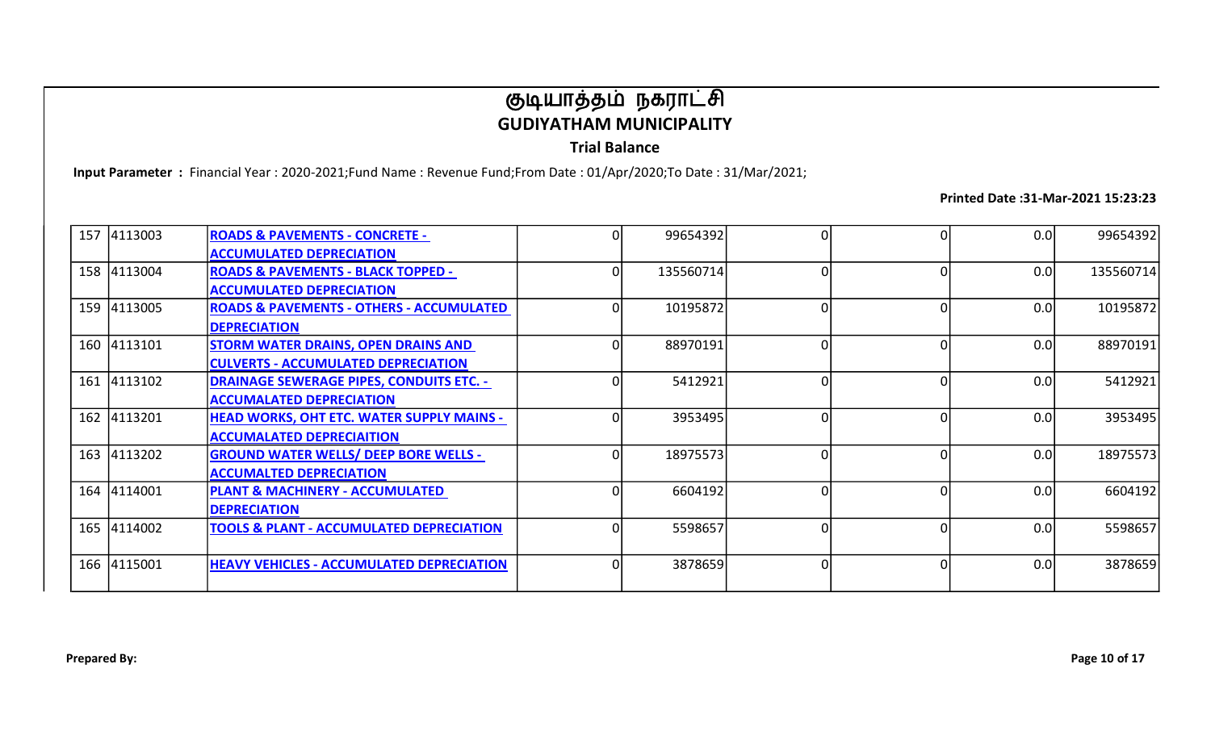# குடியாத்தம் நகராட்சி
## GUDIYATHAM MUNICIPALITY
### Trial Balance

**Input Parameter :** Financial Year : 2020-2021;Fund Name : Revenue Fund;From Date : 01/Apr/2020;To Date : 31/Mar/2021;

**Printed Date :31-Mar-2021 15:23:23**

| | | | | | | | | |
|---|---|---|---|---|---|---|---|---|
| 157 | 4113003 | ROADS & PAVEMENTS - CONCRETE - ACCUMULATED DEPRECIATION | 0 | 99654392 | 0 | 0 | 0.0 | 99654392 |
| 158 | 4113004 | ROADS & PAVEMENTS - BLACK TOPPED - ACCUMULATED DEPRECIATION | 0 | 135560714 | 0 | 0 | 0.0 | 135560714 |
| 159 | 4113005 | ROADS & PAVEMENTS - OTHERS - ACCUMULATED DEPRECIATION | 0 | 10195872 | 0 | 0 | 0.0 | 10195872 |
| 160 | 4113101 | STORM WATER DRAINS, OPEN DRAINS AND CULVERTS - ACCUMULATED DEPRECIATION | 0 | 88970191 | 0 | 0 | 0.0 | 88970191 |
| 161 | 4113102 | DRAINAGE SEWERAGE PIPES, CONDUITS ETC. - ACCUMALATED DEPRECIATION | 0 | 5412921 | 0 | 0 | 0.0 | 5412921 |
| 162 | 4113201 | HEAD WORKS, OHT ETC. WATER SUPPLY MAINS - ACCUMALATED DEPRECIAITION | 0 | 3953495 | 0 | 0 | 0.0 | 3953495 |
| 163 | 4113202 | GROUND WATER WELLS/ DEEP BORE WELLS - ACCUMALTED DEPRECIATION | 0 | 18975573 | 0 | 0 | 0.0 | 18975573 |
| 164 | 4114001 | PLANT & MACHINERY - ACCUMULATED DEPRECIATION | 0 | 6604192 | 0 | 0 | 0.0 | 6604192 |
| 165 | 4114002 | TOOLS & PLANT - ACCUMULATED DEPRECIATION | 0 | 5598657 | 0 | 0 | 0.0 | 5598657 |
| 166 | 4115001 | HEAVY VEHICLES - ACCUMULATED DEPRECIATION | 0 | 3878659 | 0 | 0 | 0.0 | 3878659 |

**Prepared By:**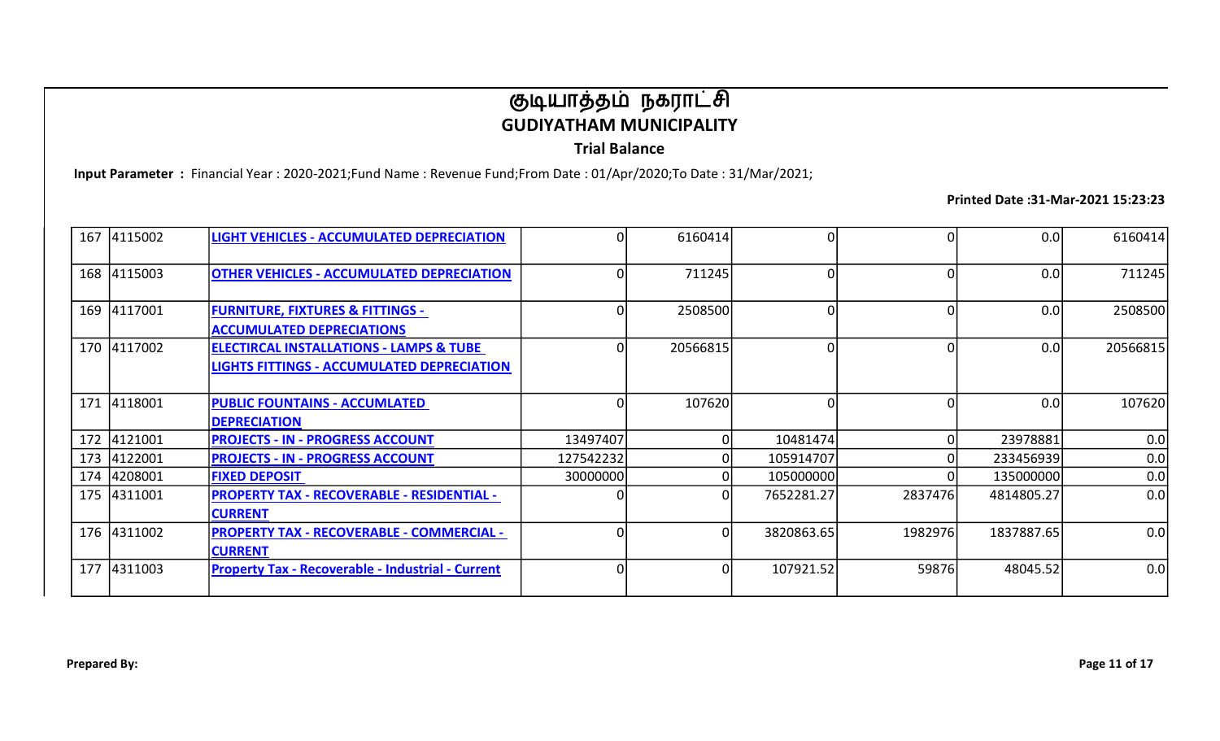# குடியாத்தம் நகராட்சி
## GUDIYATHAM MUNICIPALITY
### Trial Balance

**Input Parameter :** Financial Year : 2020-2021;Fund Name : Revenue Fund;From Date : 01/Apr/2020;To Date : 31/Mar/2021;

**Printed Date :31-Mar-2021 15:23:23**

| | | | | | | | | |
|---|---|---|---|---|---|---|---|---|
| 167 | 4115002 | **LIGHT VEHICLES - ACCUMULATED DEPRECIATION** | 0 | 6160414 | 0 | 0 | 0.0 | 6160414 |
| 168 | 4115003 | **OTHER VEHICLES - ACCUMULATED DEPRECIATION** | 0 | 711245 | 0 | 0 | 0.0 | 711245 |
| 169 | 4117001 | **FURNITURE, FIXTURES & FITTINGS - ACCUMULATED DEPRECIATIONS** | 0 | 2508500 | 0 | 0 | 0.0 | 2508500 |
| 170 | 4117002 | **ELECTIRCAL INSTALLATIONS - LAMPS & TUBE LIGHTS FITTINGS - ACCUMULATED DEPRECIATION** | 0 | 20566815 | 0 | 0 | 0.0 | 20566815 |
| 171 | 4118001 | **PUBLIC FOUNTAINS - ACCUMLATED DEPRECIATION** | 0 | 107620 | 0 | 0 | 0.0 | 107620 |
| 172 | 4121001 | **PROJECTS - IN - PROGRESS ACCOUNT** | 13497407 | 0 | 10481474 | 0 | 23978881 | 0.0 |
| 173 | 4122001 | **PROJECTS - IN - PROGRESS ACCOUNT** | 127542232 | 0 | 105914707 | 0 | 233456939 | 0.0 |
| 174 | 4208001 | **FIXED DEPOSIT** | 30000000 | 0 | 105000000 | 0 | 135000000 | 0.0 |
| 175 | 4311001 | **PROPERTY TAX - RECOVERABLE - RESIDENTIAL - CURRENT** | 0 | 0 | 7652281.27 | 2837476 | 4814805.27 | 0.0 |
| 176 | 4311002 | **PROPERTY TAX - RECOVERABLE - COMMERCIAL - CURRENT** | 0 | 0 | 3820863.65 | 1982976 | 1837887.65 | 0.0 |
| 177 | 4311003 | **Property Tax - Recoverable - Industrial - Current** | 0 | 0 | 107921.52 | 59876 | 48045.52 | 0.0 |

**Prepared By:**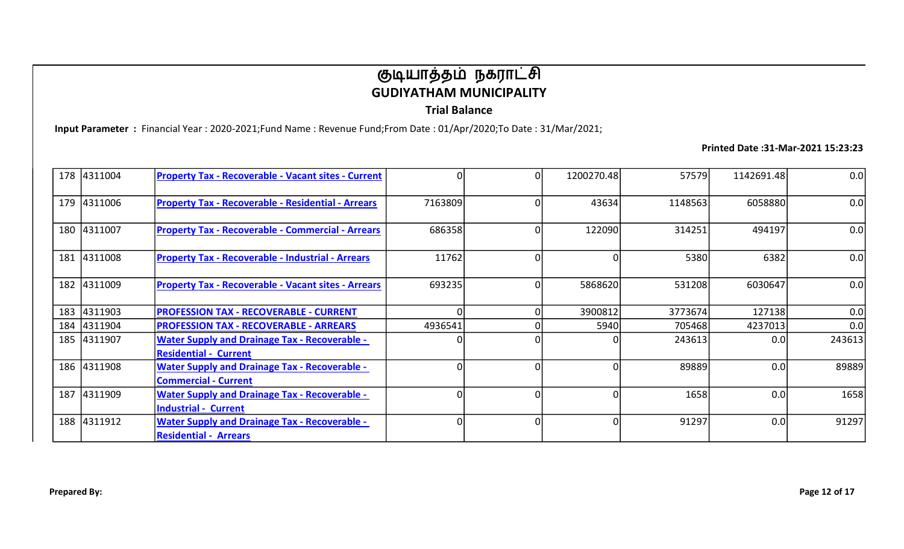# குடியாத்தம் நகராட்சி

## GUDIYATHAM MUNICIPALITY

### Trial Balance

**Input Parameter :** Financial Year : 2020-2021;Fund Name : Revenue Fund;From Date : 01/Apr/2020;To Date : 31/Mar/2021;

**Printed Date :31-Mar-2021 15:23:23**

| | | | | | | | | |
|---|---|---|---|---|---|---|---|---|
| 178 | 4311004 | Property Tax - Recoverable - Vacant sites - Current | 0 | 0 | 1200270.48 | 57579 | 1142691.48 | 0.0 |
| 179 | 4311006 | Property Tax - Recoverable - Residential - Arrears | 7163809 | 0 | 43634 | 1148563 | 6058880 | 0.0 |
| 180 | 4311007 | Property Tax - Recoverable - Commercial - Arrears | 686358 | 0 | 122090 | 314251 | 494197 | 0.0 |
| 181 | 4311008 | Property Tax - Recoverable - Industrial - Arrears | 11762 | 0 | 0 | 5380 | 6382 | 0.0 |
| 182 | 4311009 | Property Tax - Recoverable - Vacant sites - Arrears | 693235 | 0 | 5868620 | 531208 | 6030647 | 0.0 |
| 183 | 4311903 | PROFESSION TAX - RECOVERABLE - CURRENT | 0 | 0 | 3900812 | 3773674 | 127138 | 0.0 |
| 184 | 4311904 | PROFESSION TAX - RECOVERABLE - ARREARS | 4936541 | 0 | 5940 | 705468 | 4237013 | 0.0 |
| 185 | 4311907 | Water Supply and Drainage Tax - Recoverable - Residential - Current | 0 | 0 | 0 | 243613 | 0.0 | 243613 |
| 186 | 4311908 | Water Supply and Drainage Tax - Recoverable - Commercial - Current | 0 | 0 | 0 | 89889 | 0.0 | 89889 |
| 187 | 4311909 | Water Supply and Drainage Tax - Recoverable - Industrial - Current | 0 | 0 | 0 | 1658 | 0.0 | 1658 |
| 188 | 4311912 | Water Supply and Drainage Tax - Recoverable - Residential - Arrears | 0 | 0 | 0 | 91297 | 0.0 | 91297 |

**Prepared By:**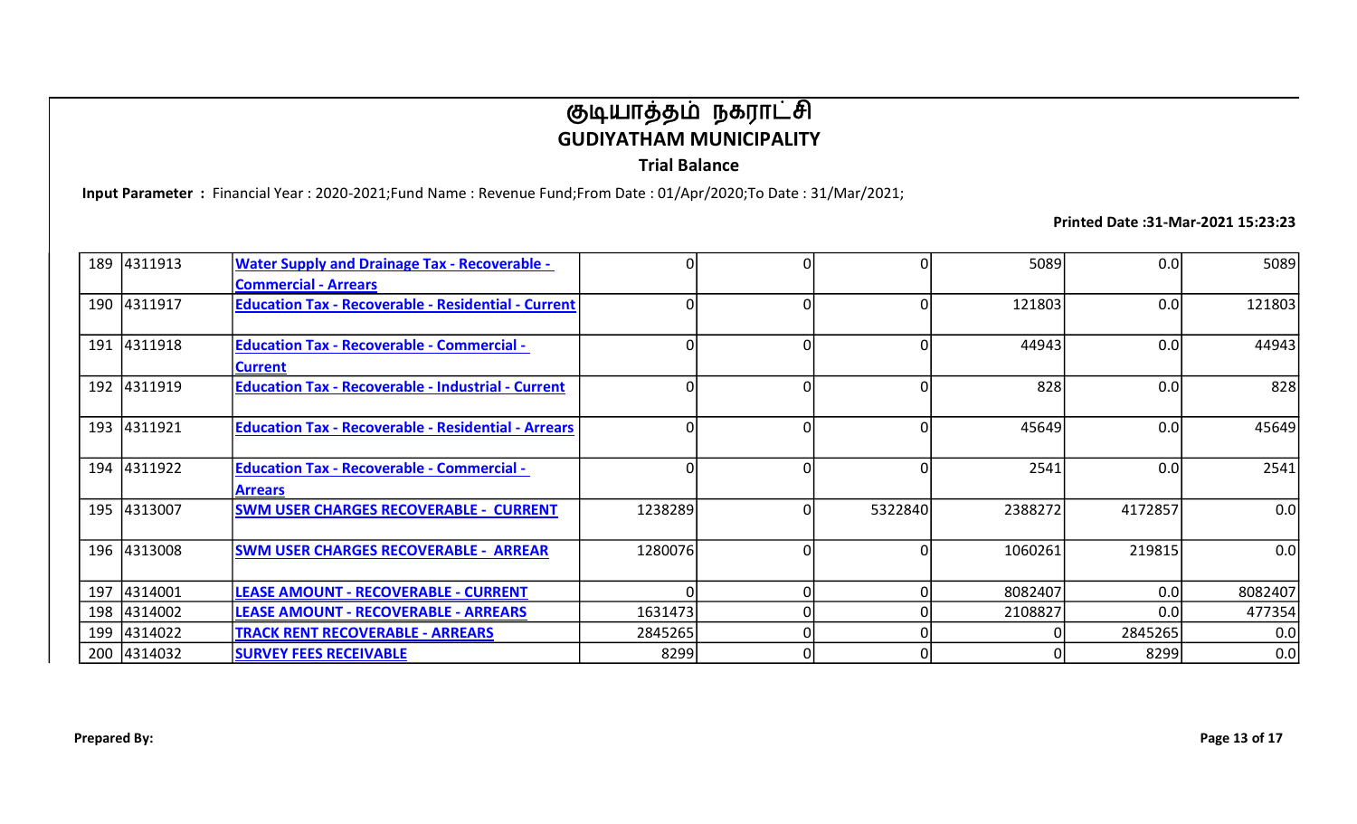# குடியாத்தம் நகராட்சி
## GUDIYATHAM MUNICIPALITY
### Trial Balance

**Input Parameter :** Financial Year : 2020-2021;Fund Name : Revenue Fund;From Date : 01/Apr/2020;To Date : 31/Mar/2021;

**Printed Date :31-Mar-2021 15:23:23**

| | | | | | | | | |
|---|---|---|---|---|---|---|---|---|
| 189 | 4311913 | Water Supply and Drainage Tax - Recoverable - Commercial - Arrears | 0 | 0 | 0 | 5089 | 0.0 | 5089 |
| 190 | 4311917 | Education Tax - Recoverable - Residential - Current | 0 | 0 | 0 | 121803 | 0.0 | 121803 |
| 191 | 4311918 | Education Tax - Recoverable - Commercial - Current | 0 | 0 | 0 | 44943 | 0.0 | 44943 |
| 192 | 4311919 | Education Tax - Recoverable - Industrial - Current | 0 | 0 | 0 | 828 | 0.0 | 828 |
| 193 | 4311921 | Education Tax - Recoverable - Residential - Arrears | 0 | 0 | 0 | 45649 | 0.0 | 45649 |
| 194 | 4311922 | Education Tax - Recoverable - Commercial - Arrears | 0 | 0 | 0 | 2541 | 0.0 | 2541 |
| 195 | 4313007 | SWM USER CHARGES RECOVERABLE - CURRENT | 1238289 | 0 | 5322840 | 2388272 | 4172857 | 0.0 |
| 196 | 4313008 | SWM USER CHARGES RECOVERABLE - ARREAR | 1280076 | 0 | 0 | 1060261 | 219815 | 0.0 |
| 197 | 4314001 | LEASE AMOUNT - RECOVERABLE - CURRENT | 0 | 0 | 0 | 8082407 | 0.0 | 8082407 |
| 198 | 4314002 | LEASE AMOUNT - RECOVERABLE - ARREARS | 1631473 | 0 | 0 | 2108827 | 0.0 | 477354 |
| 199 | 4314022 | TRACK RENT RECOVERABLE - ARREARS | 2845265 | 0 | 0 | 0 | 2845265 | 0.0 |
| 200 | 4314032 | SURVEY FEES RECEIVABLE | 8299 | 0 | 0 | 0 | 8299 | 0.0 |

**Prepared By:**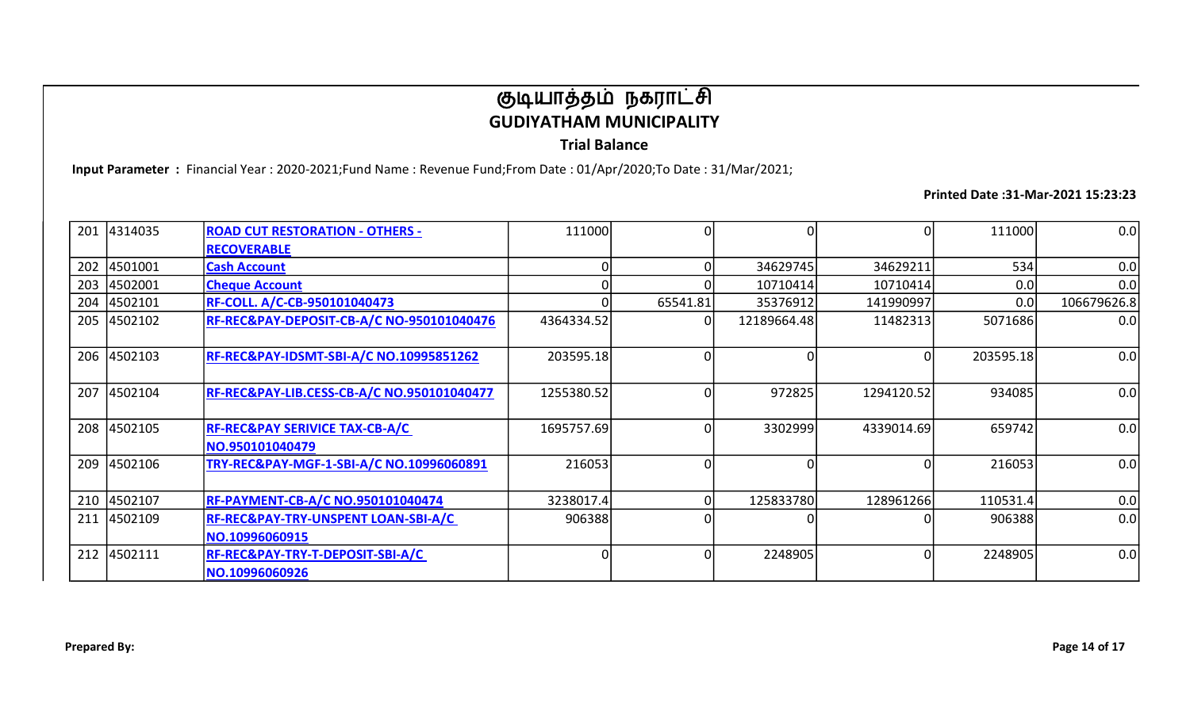# குடியாத்தம் நகராட்சி

## GUDIYATHAM MUNICIPALITY

### Trial Balance

**Input Parameter :** Financial Year : 2020-2021;Fund Name : Revenue Fund;From Date : 01/Apr/2020;To Date : 31/Mar/2021;

**Printed Date :31-Mar-2021 15:23:23**

| | | | | | | | | |
|---|---|---|---|---|---|---|---|---|
| 201 | 4314035 | ROAD CUT RESTORATION - OTHERS - RECOVERABLE | 111000 | 0 | 0 | 0 | 111000 | 0.0 |
| 202 | 4501001 | Cash Account | 0 | 0 | 34629745 | 34629211 | 534 | 0.0 |
| 203 | 4502001 | Cheque Account | 0 | 0 | 10710414 | 10710414 | 0.0 | 0.0 |
| 204 | 4502101 | RF-COLL. A/C-CB-950101040473 | 0 | 65541.81 | 35376912 | 141990997 | 0.0 | 106679626.8 |
| 205 | 4502102 | RF-REC&PAY-DEPOSIT-CB-A/C NO-950101040476 | 4364334.52 | 0 | 12189664.48 | 11482313 | 5071686 | 0.0 |
| 206 | 4502103 | RF-REC&PAY-IDSMT-SBI-A/C NO.10995851262 | 203595.18 | 0 | 0 | 0 | 203595.18 | 0.0 |
| 207 | 4502104 | RF-REC&PAY-LIB.CESS-CB-A/C NO.950101040477 | 1255380.52 | 0 | 972825 | 1294120.52 | 934085 | 0.0 |
| 208 | 4502105 | RF-REC&PAY SERIVICE TAX-CB-A/C NO.950101040479 | 1695757.69 | 0 | 3302999 | 4339014.69 | 659742 | 0.0 |
| 209 | 4502106 | TRY-REC&PAY-MGF-1-SBI-A/C NO.10996060891 | 216053 | 0 | 0 | 0 | 216053 | 0.0 |
| 210 | 4502107 | RF-PAYMENT-CB-A/C NO.950101040474 | 3238017.4 | 0 | 125833780 | 128961266 | 110531.4 | 0.0 |
| 211 | 4502109 | RF-REC&PAY-TRY-UNSPENT LOAN-SBI-A/C NO.10996060915 | 906388 | 0 | 0 | 0 | 906388 | 0.0 |
| 212 | 4502111 | RF-REC&PAY-TRY-T-DEPOSIT-SBI-A/C NO.10996060926 | 0 | 0 | 2248905 | 0 | 2248905 | 0.0 |

**Prepared By:**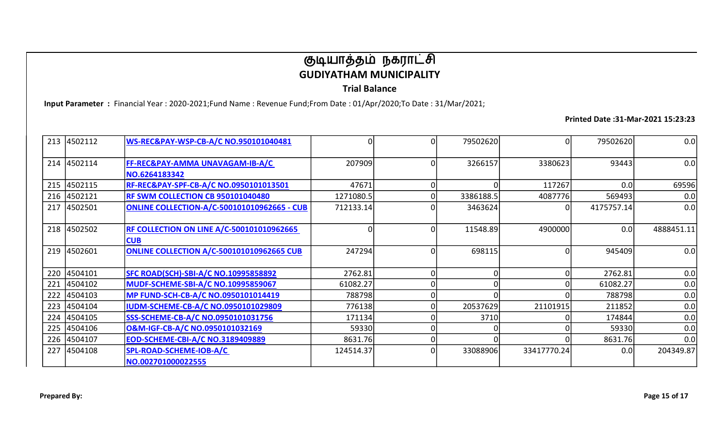# குடியாத்தம் நகராட்சி
## GUDIYATHAM MUNICIPALITY
### Trial Balance

**Input Parameter :** Financial Year : 2020-2021;Fund Name : Revenue Fund;From Date : 01/Apr/2020;To Date : 31/Mar/2021;

**Printed Date :31-Mar-2021 15:23:23**

| | | | | | | | | |
|---|---|---|---|---|---|---|---|---|
| 213 | 4502112 | WS-REC&PAY-WSP-CB-A/C NO.950101040481 | 0 | 0 | 79502620 | 0 | 79502620 | 0.0 |
| 214 | 4502114 | FF-REC&PAY-AMMA UNAVAGAM-IB-A/C NO.6264183342 | 207909 | 0 | 3266157 | 3380623 | 93443 | 0.0 |
| 215 | 4502115 | RF-REC&PAY-SPF-CB-A/C NO.0950101013501 | 47671 | 0 | 0 | 117267 | 0.0 | 69596 |
| 216 | 4502121 | RF SWM COLLECTION CB 950101040480 | 1271080.5 | 0 | 3386188.5 | 4087776 | 569493 | 0.0 |
| 217 | 4502501 | ONLINE COLLECTION-A/C-500101010962665 - CUB | 712133.14 | 0 | 3463624 | 0 | 4175757.14 | 0.0 |
| 218 | 4502502 | RF COLLECTION ON LINE A/C-500101010962665 CUB | 0 | 0 | 11548.89 | 4900000 | 0.0 | 4888451.11 |
| 219 | 4502601 | ONLINE COLLECTION A/C-500101010962665 CUB | 247294 | 0 | 698115 | 0 | 945409 | 0.0 |
| 220 | 4504101 | SFC ROAD(SCH)-SBI-A/C NO.10995858892 | 2762.81 | 0 | 0 | 0 | 2762.81 | 0.0 |
| 221 | 4504102 | MUDF-SCHEME-SBI-A/C NO.10995859067 | 61082.27 | 0 | 0 | 0 | 61082.27 | 0.0 |
| 222 | 4504103 | MP FUND-SCH-CB-A/C NO.0950101014419 | 788798 | 0 | 0 | 0 | 788798 | 0.0 |
| 223 | 4504104 | IUDM-SCHEME-CB-A/C NO.0950101029809 | 776138 | 0 | 20537629 | 21101915 | 211852 | 0.0 |
| 224 | 4504105 | SSS-SCHEME-CB-A/C NO.0950101031756 | 171134 | 0 | 3710 | 0 | 174844 | 0.0 |
| 225 | 4504106 | O&M-IGF-CB-A/C NO.0950101032169 | 59330 | 0 | 0 | 0 | 59330 | 0.0 |
| 226 | 4504107 | EOD-SCHEME-CBI-A/C NO.3189409889 | 8631.76 | 0 | 0 | 0 | 8631.76 | 0.0 |
| 227 | 4504108 | SPL-ROAD-SCHEME-IOB-A/C NO.002701000022555 | 124514.37 | 0 | 33088906 | 33417770.24 | 0.0 | 204349.87 |

**Prepared By:**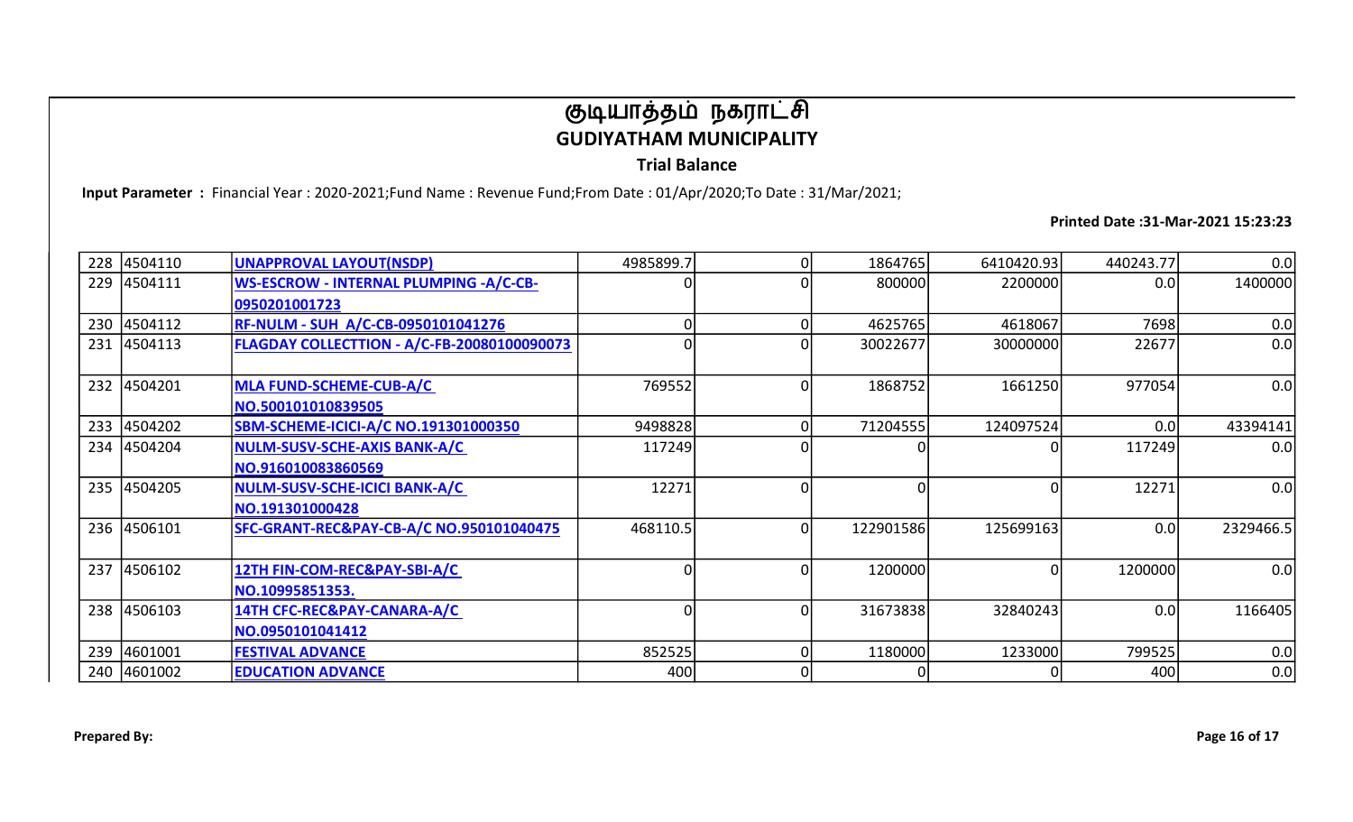# குடியாத்தம் நகராட்சி
## GUDIYATHAM MUNICIPALITY
### Trial Balance

**Input Parameter :** Financial Year : 2020-2021;Fund Name : Revenue Fund;From Date : 01/Apr/2020;To Date : 31/Mar/2021;

**Printed Date :31-Mar-2021 15:23:23**

| | | | | | | | | |
|---|---|---|---|---|---|---|---|---|
| 228 | 4504110 | UNAPPROVAL LAYOUT(NSDP) | 4985899.7 | 0 | 1864765 | 6410420.93 | 440243.77 | 0.0 |
| 229 | 4504111 | WS-ESCROW - INTERNAL PLUMPING -A/C-CB-0950201001723 | 0 | 0 | 800000 | 2200000 | 0.0 | 1400000 |
| 230 | 4504112 | RF-NULM - SUH A/C-CB-0950101041276 | 0 | 0 | 4625765 | 4618067 | 7698 | 0.0 |
| 231 | 4504113 | FLAGDAY COLLECTTION - A/C-FB-20080100090073 | 0 | 0 | 30022677 | 30000000 | 22677 | 0.0 |
| 232 | 4504201 | MLA FUND-SCHEME-CUB-A/C NO.500101010839505 | 769552 | 0 | 1868752 | 1661250 | 977054 | 0.0 |
| 233 | 4504202 | SBM-SCHEME-ICICI-A/C NO.191301000350 | 9498828 | 0 | 71204555 | 124097524 | 0.0 | 43394141 |
| 234 | 4504204 | NULM-SUSV-SCHE-AXIS BANK-A/C NO.916010083860569 | 117249 | 0 | 0 | 0 | 117249 | 0.0 |
| 235 | 4504205 | NULM-SUSV-SCHE-ICICI BANK-A/C NO.191301000428 | 12271 | 0 | 0 | 0 | 12271 | 0.0 |
| 236 | 4506101 | SFC-GRANT-REC&PAY-CB-A/C NO.950101040475 | 468110.5 | 0 | 122901586 | 125699163 | 0.0 | 2329466.5 |
| 237 | 4506102 | 12TH FIN-COM-REC&PAY-SBI-A/C NO.10995851353. | 0 | 0 | 1200000 | 0 | 1200000 | 0.0 |
| 238 | 4506103 | 14TH CFC-REC&PAY-CANARA-A/C NO.0950101041412 | 0 | 0 | 31673838 | 32840243 | 0.0 | 1166405 |
| 239 | 4601001 | FESTIVAL ADVANCE | 852525 | 0 | 1180000 | 1233000 | 799525 | 0.0 |
| 240 | 4601002 | EDUCATION ADVANCE | 400 | 0 | 0 | 0 | 400 | 0.0 |

**Prepared By:**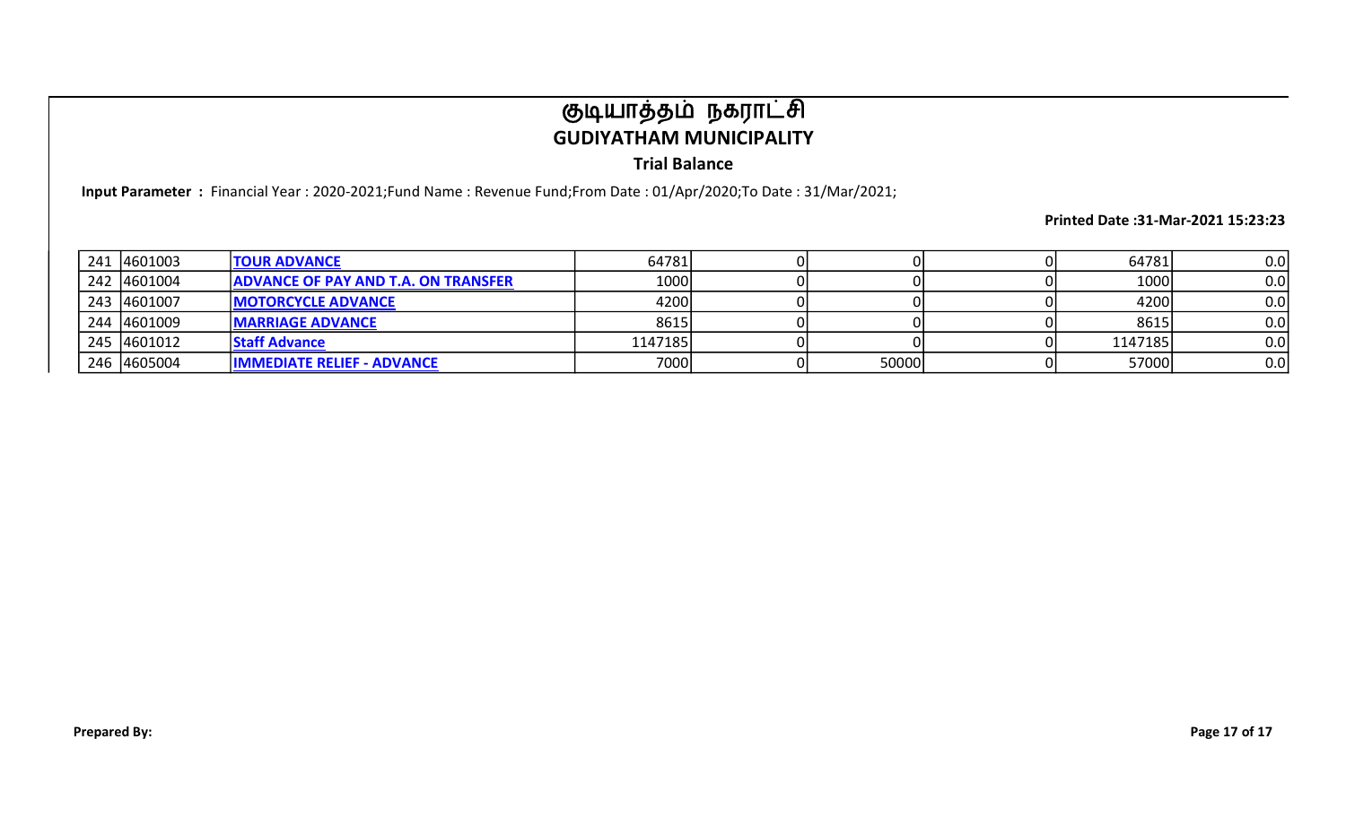# குடியாத்தம் நகராட்சி
## GUDIYATHAM MUNICIPALITY
### Trial Balance

**Input Parameter :** Financial Year : 2020-2021;Fund Name : Revenue Fund;From Date : 01/Apr/2020;To Date : 31/Mar/2021;

**Printed Date :31-Mar-2021 15:23:23**

| | | | | | | | | |
|---|---|---|---|---|---|---|---|---|
| 241 | 4601003 | TOUR ADVANCE | 64781 | 0 | 0 | 0 | 64781 | 0.0 |
| 242 | 4601004 | ADVANCE OF PAY AND T.A. ON TRANSFER | 1000 | 0 | 0 | 0 | 1000 | 0.0 |
| 243 | 4601007 | MOTORCYCLE ADVANCE | 4200 | 0 | 0 | 0 | 4200 | 0.0 |
| 244 | 4601009 | MARRIAGE ADVANCE | 8615 | 0 | 0 | 0 | 8615 | 0.0 |
| 245 | 4601012 | Staff Advance | 1147185 | 0 | 0 | 0 | 1147185 | 0.0 |
| 246 | 4605004 | IMMEDIATE RELIEF - ADVANCE | 7000 | 0 | 50000 | 0 | 57000 | 0.0 |

**Prepared By:**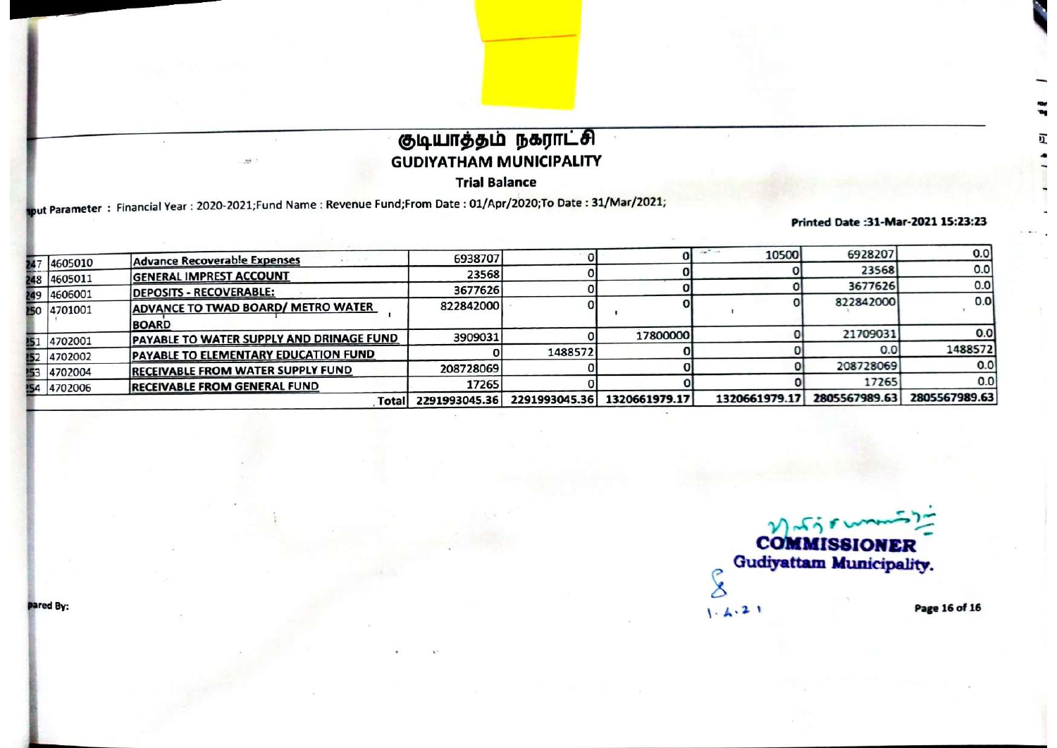# குடியாத்தம் நகராட்சி

## GUDIYATHAM MUNICIPALITY

### Trial Balance

Input Parameter : Financial Year : 2020-2021;Fund Name : Revenue Fund;From Date : 01/Apr/2020;To Date : 31/Mar/2021;

Printed Date :31-Mar-2021 15:23:23

| | | | | | | | | |
|---|---|---|---|---|---|---|---|---|
| 247 | 4605010 | Advance Recoverable Expenses | 6938707 | 0 | 0 | 10500 | 6928207 | 0.0 |
| 248 | 4605011 | GENERAL IMPREST ACCOUNT | 23568 | 0 | 0 | 0 | 23568 | 0.0 |
| 249 | 4606001 | DEPOSITS - RECOVERABLE: | 3677626 | 0 | 0 | 0 | 3677626 | 0.0 |
| 250 | 4701001 | ADVANCE TO TWAD BOARD/ METRO WATER BOARD | 822842000 | 0 | 0 | 0 | 822842000 | 0.0 |
| 251 | 4702001 | PAYABLE TO WATER SUPPLY AND DRINAGE FUND | 3909031 | 0 | 17800000 | 0 | 21709031 | 0.0 |
| 252 | 4702002 | PAYABLE TO ELEMENTARY EDUCATION FUND | 0 | 1488572 | 0 | 0 | 0.0 | 1488572 |
| 253 | 4702004 | RECEIVABLE FROM WATER SUPPLY FUND | 208728069 | 0 | 0 | 0 | 208728069 | 0.0 |
| 254 | 4702006 | RECEIVABLE FROM GENERAL FUND | 17265 | 0 | 0 | 0 | 17265 | 0.0 |
| | | Total | 2291993045.36 | 2291993045.36 | 1320661979.17 | 1320661979.17 | 2805567989.63 | 2805567989.63 |

COMMISSIONER
Gudiyattam Municipality.

1.4.21

Prepared By: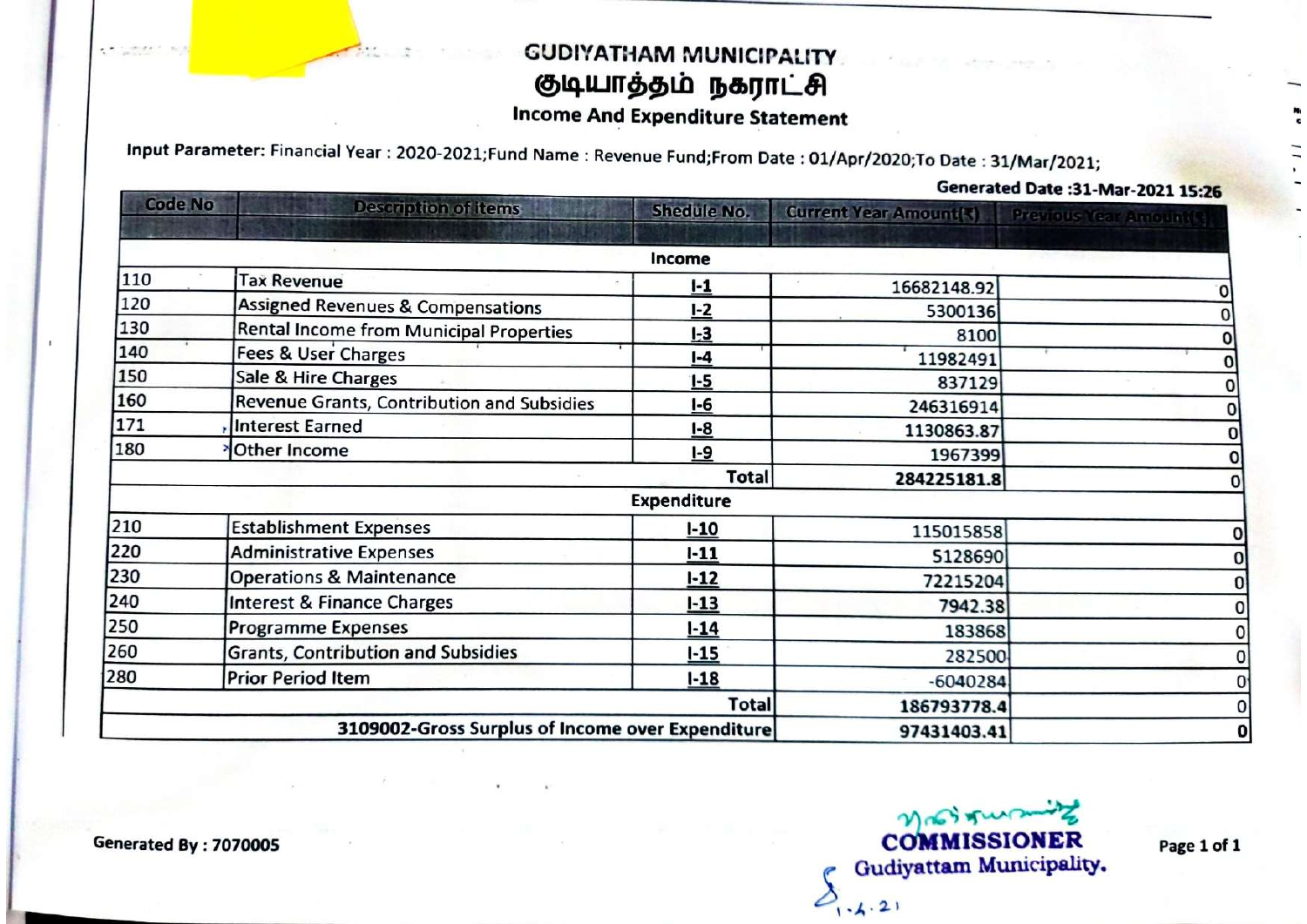# GUDIYATHAM MUNICIPALITY

# குடியாத்தம் நகராட்சி

## Income And Expenditure Statement

**Input Parameter:** Financial Year : 2020-2021;Fund Name : Revenue Fund;From Date : 01/Apr/2020;To Date : 31/Mar/2021;

**Generated Date :31-Mar-2021 15:26**

| Code No | Description of Items | Shedule No. | Current Year Amount(₹) | Previous Year Amount(₹) |
|---|---|---|---|---|
| | | **Income** | | |
| 110 | Tax Revenue | I-1 | 16682148.92 | 0 |
| 120 | Assigned Revenues & Compensations | I-2 | 5300136 | 0 |
| 130 | Rental Income from Municipal Properties | I-3 | 8100 | 0 |
| 140 | Fees & User Charges | I-4 | 11982491 | 0 |
| 150 | Sale & Hire Charges | I-5 | 837129 | 0 |
| 160 | Revenue Grants, Contribution and Subsidies | I-6 | 246316914 | 0 |
| 171 | Interest Earned | I-8 | 1130863.87 | 0 |
| 180 | Other Income | I-9 | 1967399 | 0 |
| | | **Total** | **284225181.8** | 0 |
| | | **Expenditure** | | |
| 210 | Establishment Expenses | I-10 | 115015858 | 0 |
| 220 | Administrative Expenses | I-11 | 5128690 | 0 |
| 230 | Operations & Maintenance | I-12 | 72215204 | 0 |
| 240 | Interest & Finance Charges | I-13 | 7942.38 | 0 |
| 250 | Programme Expenses | I-14 | 183868 | 0 |
| 260 | Grants, Contribution and Subsidies | I-15 | 282500 | 0 |
| 280 | Prior Period Item | I-18 | -6040284 | 0 |
| | | **Total** | **186793778.4** | 0 |
| | **3109002-Gross Surplus of Income over Expenditure** | | **97431403.41** | **0** |

**Generated By : 7070005**

COMMISSIONER
Gudiyattam Municipality.
1.4.21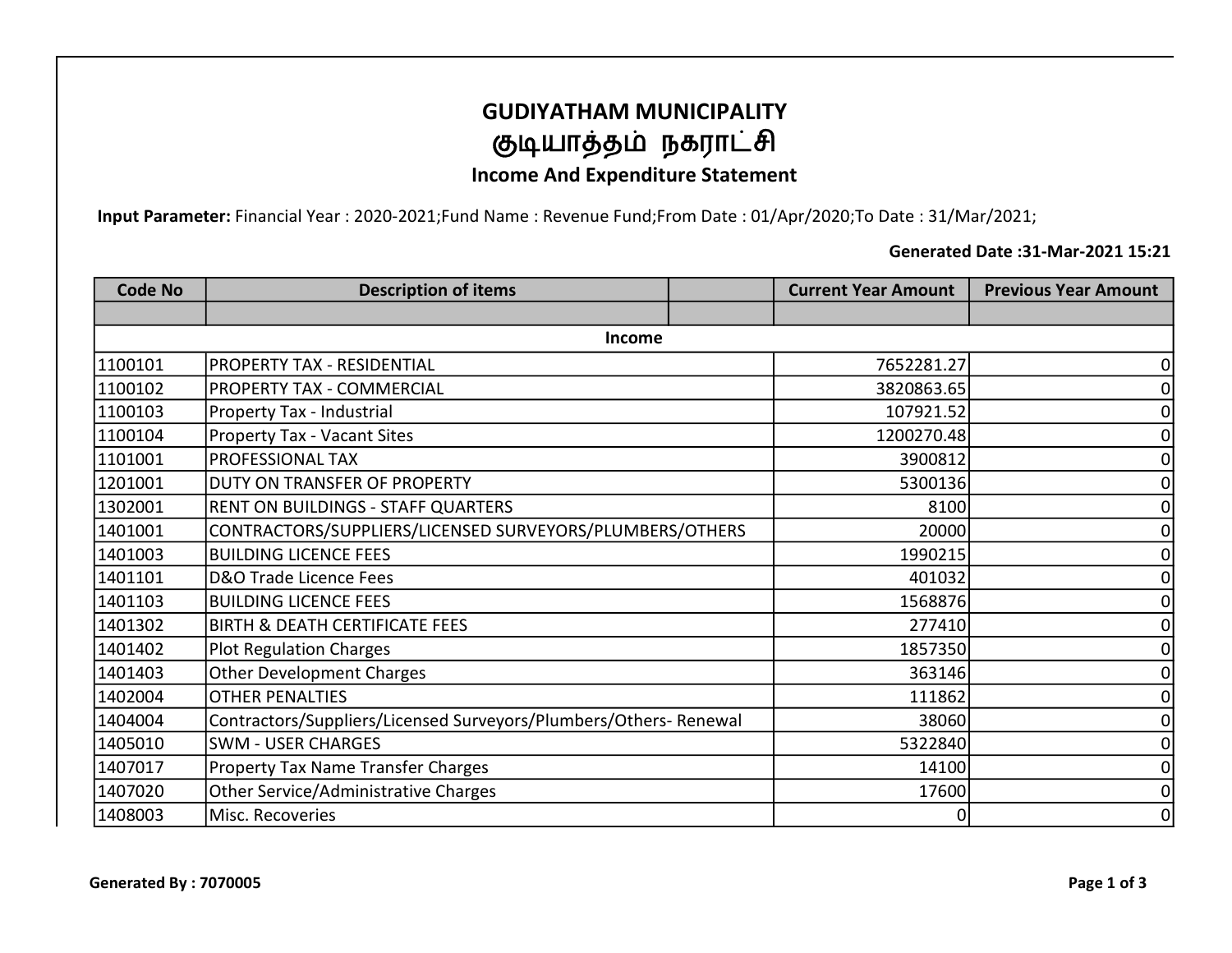# GUDIYATHAM MUNICIPALITY

# குடியாத்தம் நகராட்சி

## Income And Expenditure Statement

**Input Parameter:** Financial Year : 2020-2021;Fund Name : Revenue Fund;From Date : 01/Apr/2020;To Date : 31/Mar/2021;

**Generated Date :31-Mar-2021 15:21**

| Code No | Description of items | | Current Year Amount | Previous Year Amount |
|---|---|---|---|---|
| | | | | |
| | **Income** | | | |
| 1100101 | PROPERTY TAX - RESIDENTIAL | | 7652281.27 | 0 |
| 1100102 | PROPERTY TAX - COMMERCIAL | | 3820863.65 | 0 |
| 1100103 | Property Tax - Industrial | | 107921.52 | 0 |
| 1100104 | Property Tax - Vacant Sites | | 1200270.48 | 0 |
| 1101001 | PROFESSIONAL TAX | | 3900812 | 0 |
| 1201001 | DUTY ON TRANSFER OF PROPERTY | | 5300136 | 0 |
| 1302001 | RENT ON BUILDINGS - STAFF QUARTERS | | 8100 | 0 |
| 1401001 | CONTRACTORS/SUPPLIERS/LICENSED SURVEYORS/PLUMBERS/OTHERS | | 20000 | 0 |
| 1401003 | BUILDING LICENCE FEES | | 1990215 | 0 |
| 1401101 | D&O Trade Licence Fees | | 401032 | 0 |
| 1401103 | BUILDING LICENCE FEES | | 1568876 | 0 |
| 1401302 | BIRTH & DEATH CERTIFICATE FEES | | 277410 | 0 |
| 1401402 | Plot Regulation Charges | | 1857350 | 0 |
| 1401403 | Other Development Charges | | 363146 | 0 |
| 1402004 | OTHER PENALTIES | | 111862 | 0 |
| 1404004 | Contractors/Suppliers/Licensed Surveyors/Plumbers/Others- Renewal | | 38060 | 0 |
| 1405010 | SWM - USER CHARGES | | 5322840 | 0 |
| 1407017 | Property Tax Name Transfer Charges | | 14100 | 0 |
| 1407020 | Other Service/Administrative Charges | | 17600 | 0 |
| 1408003 | Misc. Recoveries | | 0 | 0 |

**Generated By : 7070005**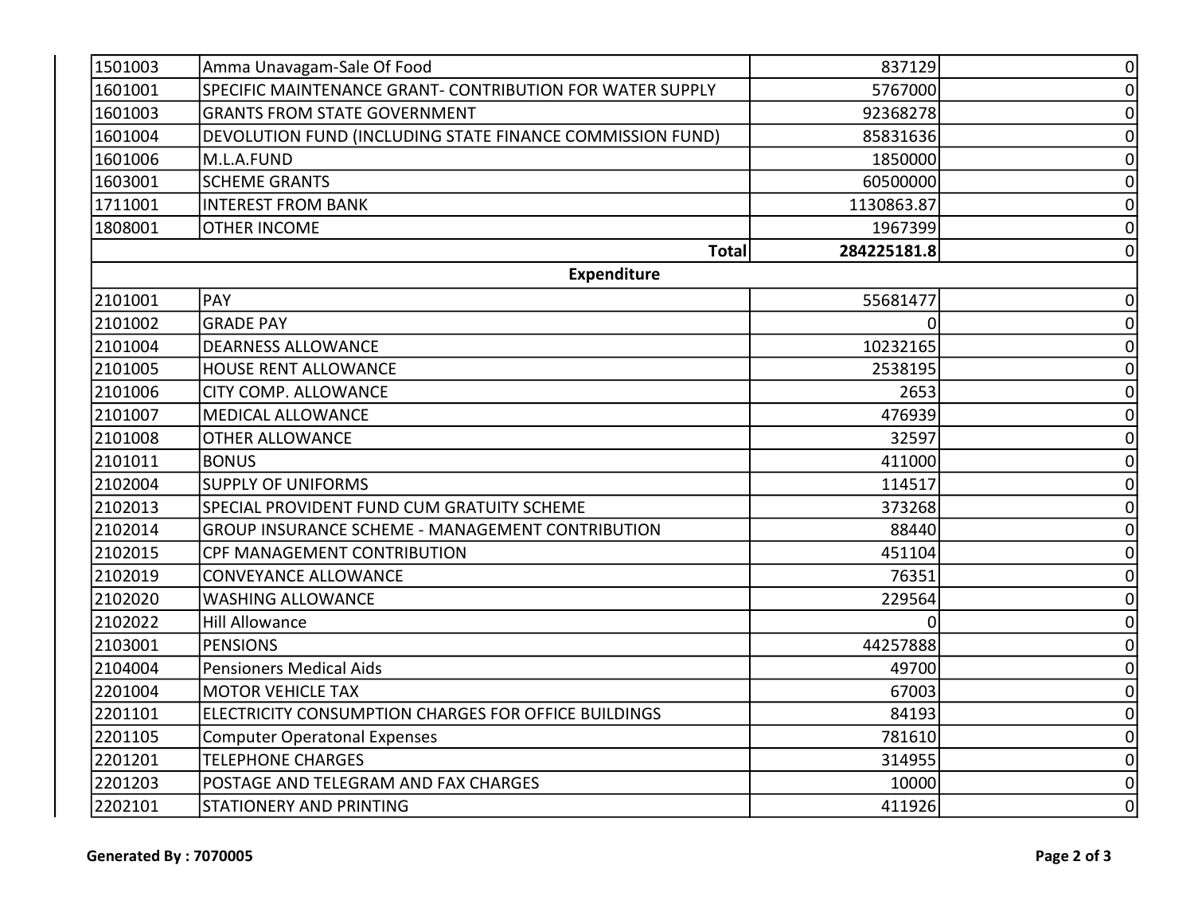| | | | |
|---|---|---|---|
| 1501003 | Amma Unavagam-Sale Of Food | 837129 | 0 |
| 1601001 | SPECIFIC MAINTENANCE GRANT- CONTRIBUTION FOR WATER SUPPLY | 5767000 | 0 |
| 1601003 | GRANTS FROM STATE GOVERNMENT | 92368278 | 0 |
| 1601004 | DEVOLUTION FUND (INCLUDING STATE FINANCE COMMISSION FUND) | 85831636 | 0 |
| 1601006 | M.L.A.FUND | 1850000 | 0 |
| 1603001 | SCHEME GRANTS | 60500000 | 0 |
| 1711001 | INTEREST FROM BANK | 1130863.87 | 0 |
| 1808001 | OTHER INCOME | 1967399 | 0 |
| | **Total** | **284225181.8** | 0 |
| | **Expenditure** | | |
| 2101001 | PAY | 55681477 | 0 |
| 2101002 | GRADE PAY | 0 | 0 |
| 2101004 | DEARNESS ALLOWANCE | 10232165 | 0 |
| 2101005 | HOUSE RENT ALLOWANCE | 2538195 | 0 |
| 2101006 | CITY COMP. ALLOWANCE | 2653 | 0 |
| 2101007 | MEDICAL ALLOWANCE | 476939 | 0 |
| 2101008 | OTHER ALLOWANCE | 32597 | 0 |
| 2101011 | BONUS | 411000 | 0 |
| 2102004 | SUPPLY OF UNIFORMS | 114517 | 0 |
| 2102013 | SPECIAL PROVIDENT FUND CUM GRATUITY SCHEME | 373268 | 0 |
| 2102014 | GROUP INSURANCE SCHEME - MANAGEMENT CONTRIBUTION | 88440 | 0 |
| 2102015 | CPF MANAGEMENT CONTRIBUTION | 451104 | 0 |
| 2102019 | CONVEYANCE ALLOWANCE | 76351 | 0 |
| 2102020 | WASHING ALLOWANCE | 229564 | 0 |
| 2102022 | Hill Allowance | 0 | 0 |
| 2103001 | PENSIONS | 44257888 | 0 |
| 2104004 | Pensioners Medical Aids | 49700 | 0 |
| 2201004 | MOTOR VEHICLE TAX | 67003 | 0 |
| 2201101 | ELECTRICITY CONSUMPTION CHARGES FOR OFFICE BUILDINGS | 84193 | 0 |
| 2201105 | Computer Operatonal Expenses | 781610 | 0 |
| 2201201 | TELEPHONE CHARGES | 314955 | 0 |
| 2201203 | POSTAGE AND TELEGRAM AND FAX CHARGES | 10000 | 0 |
| 2202101 | STATIONERY AND PRINTING | 411926 | 0 |

**Generated By : 7070005**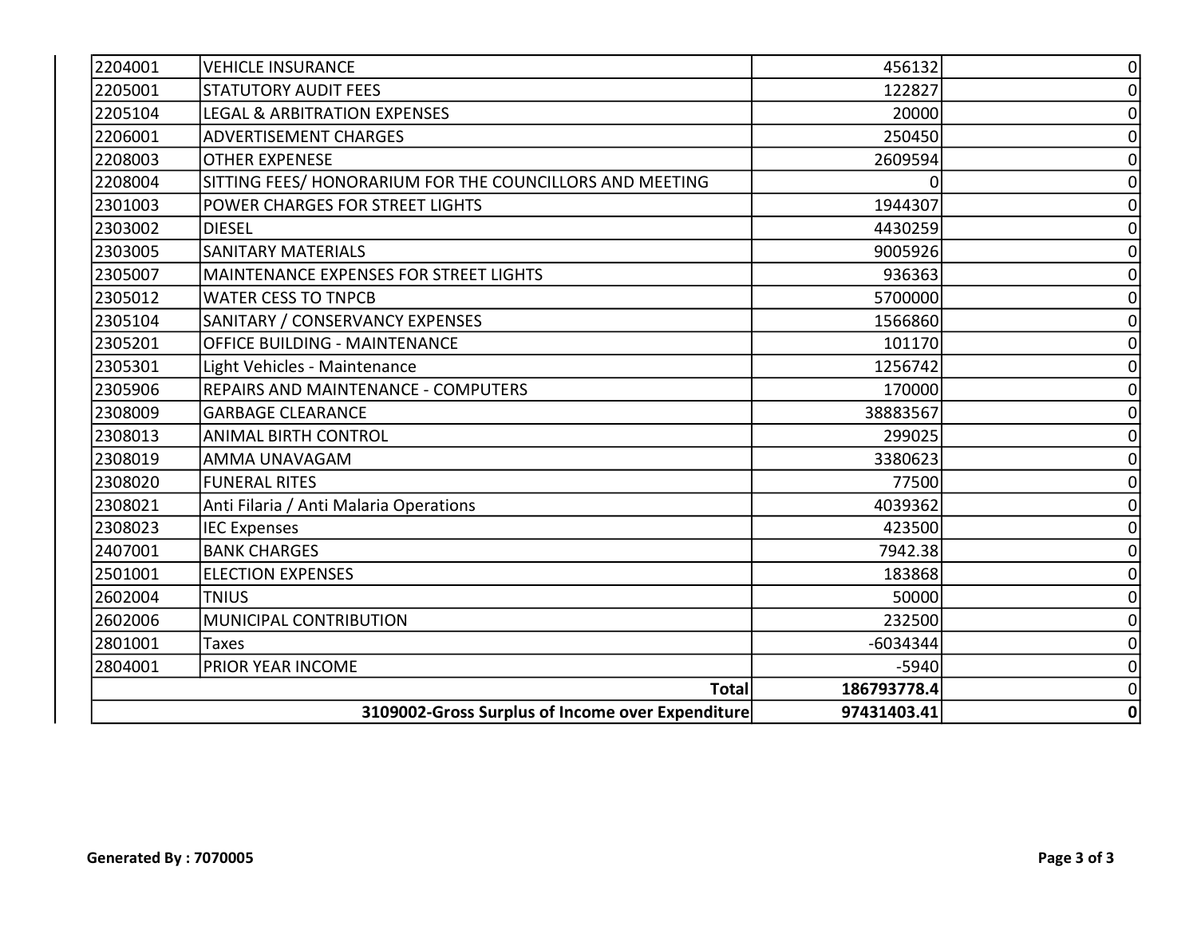| | | | |
|---|---|---|---|
| 2204001 | VEHICLE INSURANCE | 456132 | 0 |
| 2205001 | STATUTORY AUDIT FEES | 122827 | 0 |
| 2205104 | LEGAL & ARBITRATION EXPENSES | 20000 | 0 |
| 2206001 | ADVERTISEMENT CHARGES | 250450 | 0 |
| 2208003 | OTHER EXPENESE | 2609594 | 0 |
| 2208004 | SITTING FEES/ HONORARIUM FOR THE COUNCILLORS AND MEETING | 0 | 0 |
| 2301003 | POWER CHARGES FOR STREET LIGHTS | 1944307 | 0 |
| 2303002 | DIESEL | 4430259 | 0 |
| 2303005 | SANITARY MATERIALS | 9005926 | 0 |
| 2305007 | MAINTENANCE EXPENSES FOR STREET LIGHTS | 936363 | 0 |
| 2305012 | WATER CESS TO TNPCB | 5700000 | 0 |
| 2305104 | SANITARY / CONSERVANCY EXPENSES | 1566860 | 0 |
| 2305201 | OFFICE BUILDING - MAINTENANCE | 101170 | 0 |
| 2305301 | Light Vehicles - Maintenance | 1256742 | 0 |
| 2305906 | REPAIRS AND MAINTENANCE - COMPUTERS | 170000 | 0 |
| 2308009 | GARBAGE CLEARANCE | 38883567 | 0 |
| 2308013 | ANIMAL BIRTH CONTROL | 299025 | 0 |
| 2308019 | AMMA UNAVAGAM | 3380623 | 0 |
| 2308020 | FUNERAL RITES | 77500 | 0 |
| 2308021 | Anti Filaria / Anti Malaria Operations | 4039362 | 0 |
| 2308023 | IEC Expenses | 423500 | 0 |
| 2407001 | BANK CHARGES | 7942.38 | 0 |
| 2501001 | ELECTION EXPENSES | 183868 | 0 |
| 2602004 | TNIUS | 50000 | 0 |
| 2602006 | MUNICIPAL CONTRIBUTION | 232500 | 0 |
| 2801001 | Taxes | -6034344 | 0 |
| 2804001 | PRIOR YEAR INCOME | -5940 | 0 |
| | **Total** | **186793778.4** | 0 |
| | **3109002-Gross Surplus of Income over Expenditure** | **97431403.41** | **0** |

**Generated By : 7070005**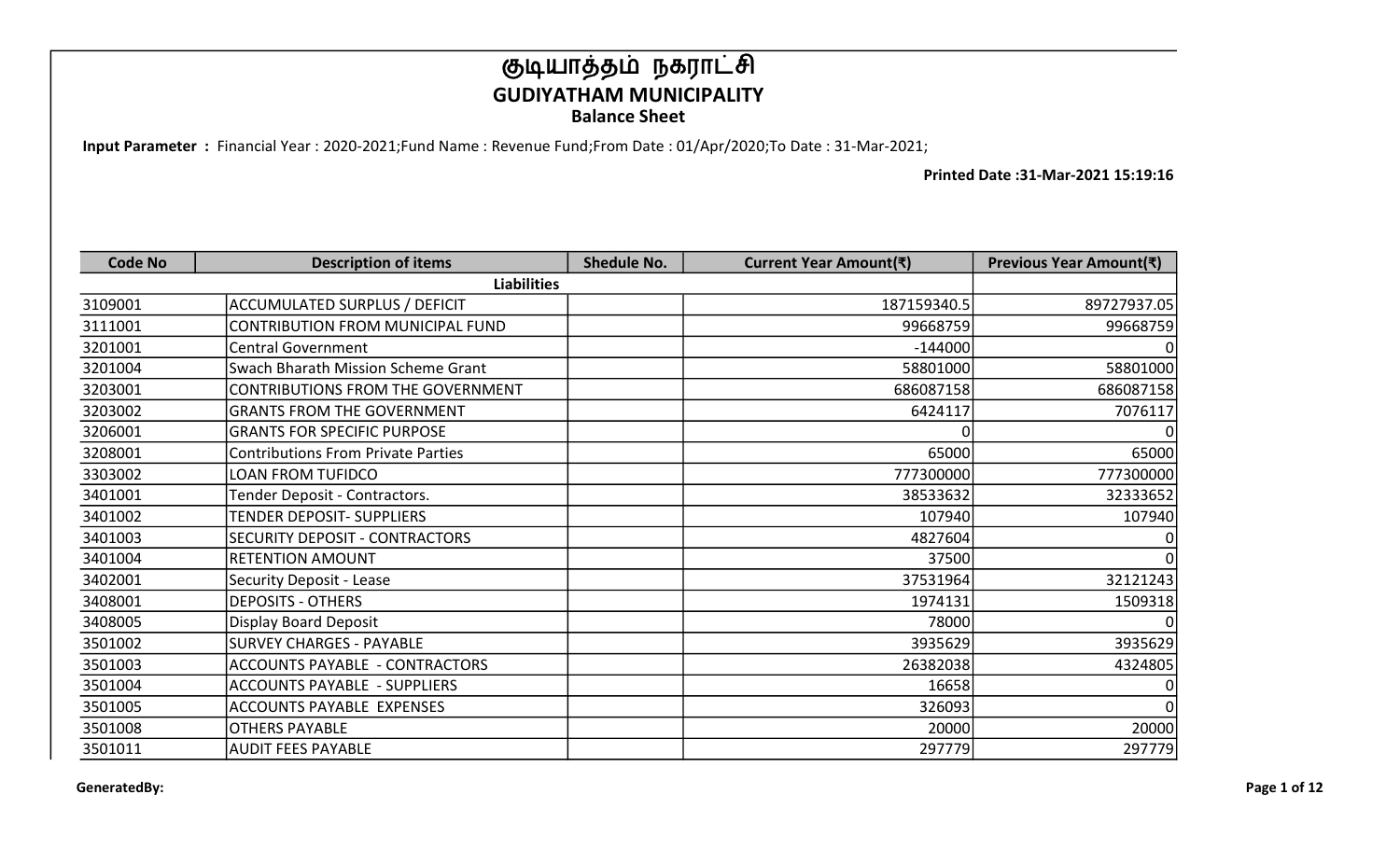# குடியாத்தம் நகராட்சி

## GUDIYATHAM MUNICIPALITY

### Balance Sheet

**Input Parameter :** Financial Year : 2020-2021;Fund Name : Revenue Fund;From Date : 01/Apr/2020;To Date : 31-Mar-2021;

**Printed Date :31-Mar-2021 15:19:16**

| Code No | Description of items | Shedule No. | Current Year Amount(₹) | Previous Year Amount(₹) |
|---|---|---|---|---|
| | **Liabilities** | | | |
| 3109001 | ACCUMULATED SURPLUS / DEFICIT | | 187159340.5 | 89727937.05 |
| 3111001 | CONTRIBUTION FROM MUNICIPAL FUND | | 99668759 | 99668759 |
| 3201001 | Central Government | | -144000 | 0 |
| 3201004 | Swach Bharath Mission Scheme Grant | | 58801000 | 58801000 |
| 3203001 | CONTRIBUTIONS FROM THE GOVERNMENT | | 686087158 | 686087158 |
| 3203002 | GRANTS FROM THE GOVERNMENT | | 6424117 | 7076117 |
| 3206001 | GRANTS FOR SPECIFIC PURPOSE | | 0 | 0 |
| 3208001 | Contributions From Private Parties | | 65000 | 65000 |
| 3303002 | LOAN FROM TUFIDCO | | 777300000 | 777300000 |
| 3401001 | Tender Deposit - Contractors. | | 38533632 | 32333652 |
| 3401002 | TENDER DEPOSIT- SUPPLIERS | | 107940 | 107940 |
| 3401003 | SECURITY DEPOSIT - CONTRACTORS | | 4827604 | 0 |
| 3401004 | RETENTION AMOUNT | | 37500 | 0 |
| 3402001 | Security Deposit - Lease | | 37531964 | 32121243 |
| 3408001 | DEPOSITS - OTHERS | | 1974131 | 1509318 |
| 3408005 | Display Board Deposit | | 78000 | 0 |
| 3501002 | SURVEY CHARGES - PAYABLE | | 3935629 | 3935629 |
| 3501003 | ACCOUNTS PAYABLE - CONTRACTORS | | 26382038 | 4324805 |
| 3501004 | ACCOUNTS PAYABLE - SUPPLIERS | | 16658 | 0 |
| 3501005 | ACCOUNTS PAYABLE EXPENSES | | 326093 | 0 |
| 3501008 | OTHERS PAYABLE | | 20000 | 20000 |
| 3501011 | AUDIT FEES PAYABLE | | 297779 | 297779 |

**GeneratedBy:**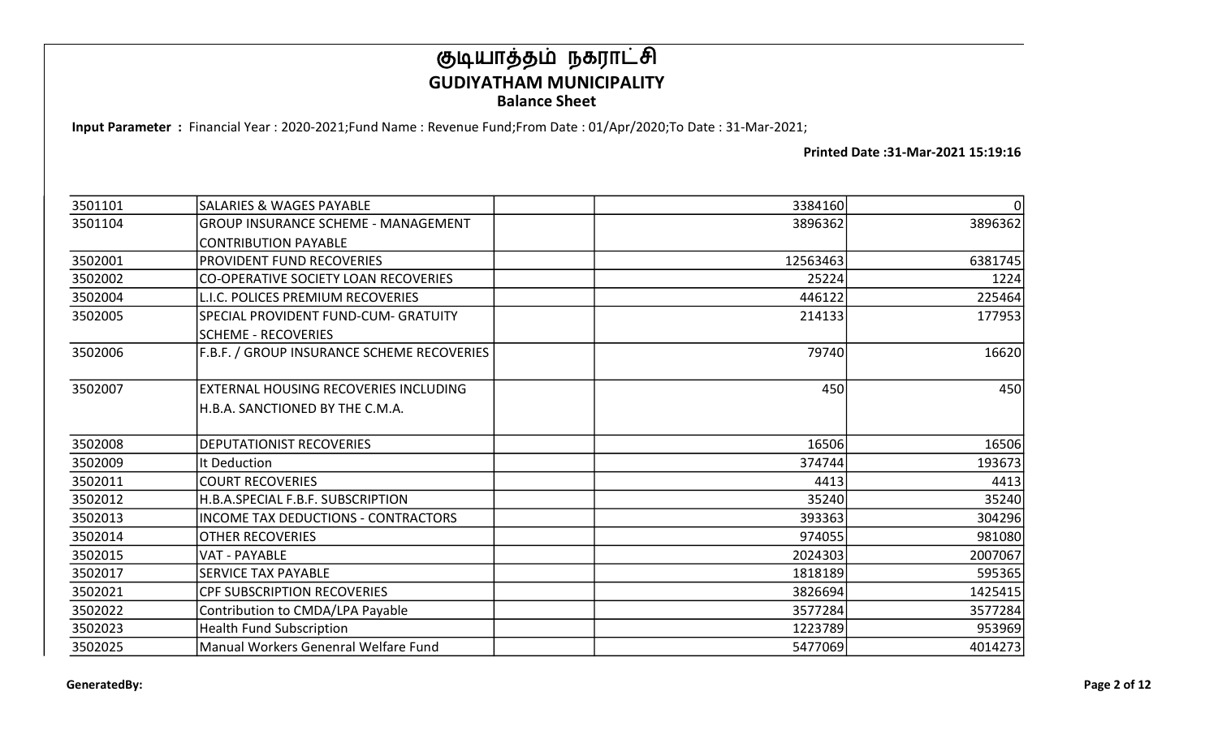# குடியாத்தம் நகராட்சி
## GUDIYATHAM MUNICIPALITY
### Balance Sheet

**Input Parameter :** Financial Year : 2020-2021;Fund Name : Revenue Fund;From Date : 01/Apr/2020;To Date : 31-Mar-2021;

**Printed Date :31-Mar-2021 15:19:16**

| | | | | |
|---|---|---|---|---|
| 3501101 | SALARIES & WAGES PAYABLE | | 3384160 | 0 |
| 3501104 | GROUP INSURANCE SCHEME - MANAGEMENT CONTRIBUTION PAYABLE | | 3896362 | 3896362 |
| 3502001 | PROVIDENT FUND RECOVERIES | | 12563463 | 6381745 |
| 3502002 | CO-OPERATIVE SOCIETY LOAN RECOVERIES | | 25224 | 1224 |
| 3502004 | L.I.C. POLICES PREMIUM RECOVERIES | | 446122 | 225464 |
| 3502005 | SPECIAL PROVIDENT FUND-CUM- GRATUITY SCHEME - RECOVERIES | | 214133 | 177953 |
| 3502006 | F.B.F. / GROUP INSURANCE SCHEME RECOVERIES | | 79740 | 16620 |
| 3502007 | EXTERNAL HOUSING RECOVERIES INCLUDING H.B.A. SANCTIONED BY THE C.M.A. | | 450 | 450 |
| 3502008 | DEPUTATIONIST RECOVERIES | | 16506 | 16506 |
| 3502009 | It Deduction | | 374744 | 193673 |
| 3502011 | COURT RECOVERIES | | 4413 | 4413 |
| 3502012 | H.B.A.SPECIAL F.B.F. SUBSCRIPTION | | 35240 | 35240 |
| 3502013 | INCOME TAX DEDUCTIONS - CONTRACTORS | | 393363 | 304296 |
| 3502014 | OTHER RECOVERIES | | 974055 | 981080 |
| 3502015 | VAT - PAYABLE | | 2024303 | 2007067 |
| 3502017 | SERVICE TAX PAYABLE | | 1818189 | 595365 |
| 3502021 | CPF SUBSCRIPTION RECOVERIES | | 3826694 | 1425415 |
| 3502022 | Contribution to CMDA/LPA Payable | | 3577284 | 3577284 |
| 3502023 | Health Fund Subscription | | 1223789 | 953969 |
| 3502025 | Manual Workers Genenral Welfare Fund | | 5477069 | 4014273 |

**GeneratedBy:**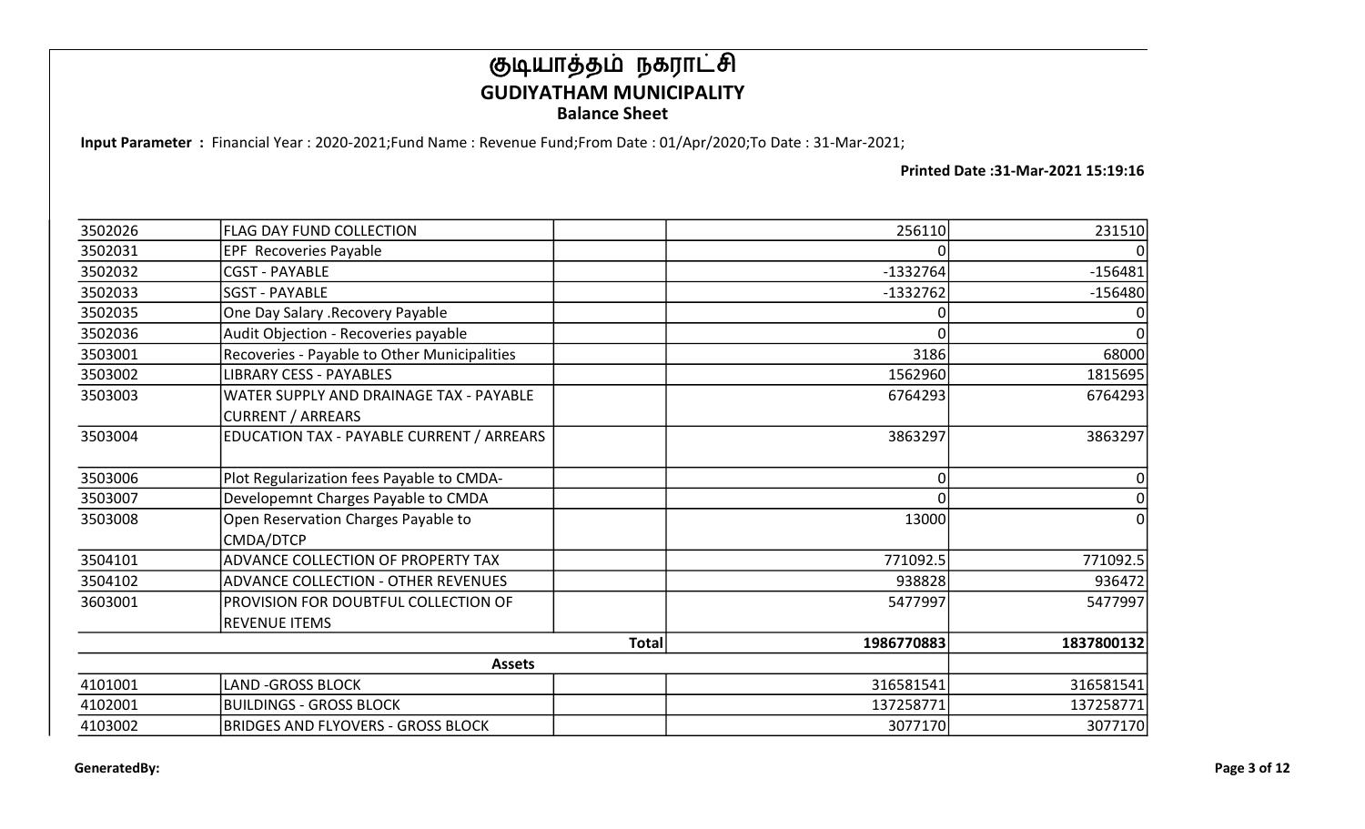# குடியாத்தம் நகராட்சி

## GUDIYATHAM MUNICIPALITY

### Balance Sheet

**Input Parameter :** Financial Year : 2020-2021;Fund Name : Revenue Fund;From Date : 01/Apr/2020;To Date : 31-Mar-2021;

**Printed Date :31-Mar-2021 15:19:16**

| | | | | |
|---|---|---|---|---|
| 3502026 | FLAG DAY FUND COLLECTION | | 256110 | 231510 |
| 3502031 | EPF Recoveries Payable | | 0 | 0 |
| 3502032 | CGST - PAYABLE | | -1332764 | -156481 |
| 3502033 | SGST - PAYABLE | | -1332762 | -156480 |
| 3502035 | One Day Salary .Recovery Payable | | 0 | 0 |
| 3502036 | Audit Objection - Recoveries payable | | 0 | 0 |
| 3503001 | Recoveries - Payable to Other Municipalities | | 3186 | 68000 |
| 3503002 | LIBRARY CESS - PAYABLES | | 1562960 | 1815695 |
| 3503003 | WATER SUPPLY AND DRAINAGE TAX - PAYABLE CURRENT / ARREARS | | 6764293 | 6764293 |
| 3503004 | EDUCATION TAX - PAYABLE CURRENT / ARREARS | | 3863297 | 3863297 |
| 3503006 | Plot Regularization fees Payable to CMDA- | | 0 | 0 |
| 3503007 | Developemnt Charges Payable to CMDA | | 0 | 0 |
| 3503008 | Open Reservation Charges Payable to CMDA/DTCP | | 13000 | 0 |
| 3504101 | ADVANCE COLLECTION OF PROPERTY TAX | | 771092.5 | 771092.5 |
| 3504102 | ADVANCE COLLECTION - OTHER REVENUES | | 938828 | 936472 |
| 3603001 | PROVISION FOR DOUBTFUL COLLECTION OF REVENUE ITEMS | | 5477997 | 5477997 |
| | | **Total** | **1986770883** | **1837800132** |
| | **Assets** | | | |
| 4101001 | LAND -GROSS BLOCK | | 316581541 | 316581541 |
| 4102001 | BUILDINGS - GROSS BLOCK | | 137258771 | 137258771 |
| 4103002 | BRIDGES AND FLYOVERS - GROSS BLOCK | | 3077170 | 3077170 |

**GeneratedBy:**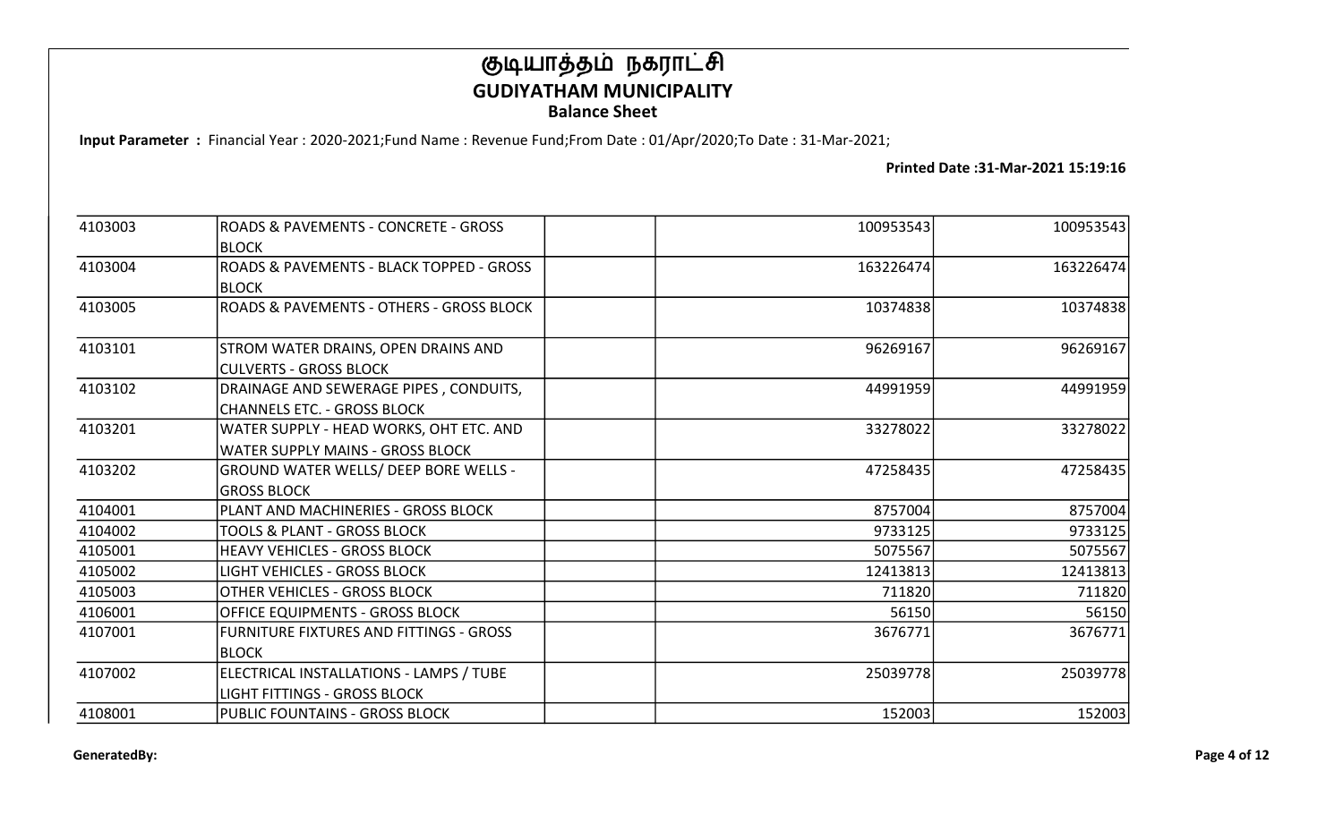# குடியாத்தம் நகராட்சி
## GUDIYATHAM MUNICIPALITY
### Balance Sheet

**Input Parameter :** Financial Year : 2020-2021;Fund Name : Revenue Fund;From Date : 01/Apr/2020;To Date : 31-Mar-2021;

**Printed Date :31-Mar-2021 15:19:16**

| | | | | |
|---|---|---|---|---|
| 4103003 | ROADS & PAVEMENTS - CONCRETE - GROSS BLOCK | | 100953543 | 100953543 |
| 4103004 | ROADS & PAVEMENTS - BLACK TOPPED - GROSS BLOCK | | 163226474 | 163226474 |
| 4103005 | ROADS & PAVEMENTS - OTHERS - GROSS BLOCK | | 10374838 | 10374838 |
| 4103101 | STROM WATER DRAINS, OPEN DRAINS AND CULVERTS - GROSS BLOCK | | 96269167 | 96269167 |
| 4103102 | DRAINAGE AND SEWERAGE PIPES , CONDUITS, CHANNELS ETC. - GROSS BLOCK | | 44991959 | 44991959 |
| 4103201 | WATER SUPPLY - HEAD WORKS, OHT ETC. AND WATER SUPPLY MAINS - GROSS BLOCK | | 33278022 | 33278022 |
| 4103202 | GROUND WATER WELLS/ DEEP BORE WELLS - GROSS BLOCK | | 47258435 | 47258435 |
| 4104001 | PLANT AND MACHINERIES - GROSS BLOCK | | 8757004 | 8757004 |
| 4104002 | TOOLS & PLANT - GROSS BLOCK | | 9733125 | 9733125 |
| 4105001 | HEAVY VEHICLES - GROSS BLOCK | | 5075567 | 5075567 |
| 4105002 | LIGHT VEHICLES - GROSS BLOCK | | 12413813 | 12413813 |
| 4105003 | OTHER VEHICLES - GROSS BLOCK | | 711820 | 711820 |
| 4106001 | OFFICE EQUIPMENTS - GROSS BLOCK | | 56150 | 56150 |
| 4107001 | FURNITURE FIXTURES AND FITTINGS - GROSS BLOCK | | 3676771 | 3676771 |
| 4107002 | ELECTRICAL INSTALLATIONS - LAMPS / TUBE LIGHT FITTINGS - GROSS BLOCK | | 25039778 | 25039778 |
| 4108001 | PUBLIC FOUNTAINS - GROSS BLOCK | | 152003 | 152003 |

GeneratedBy: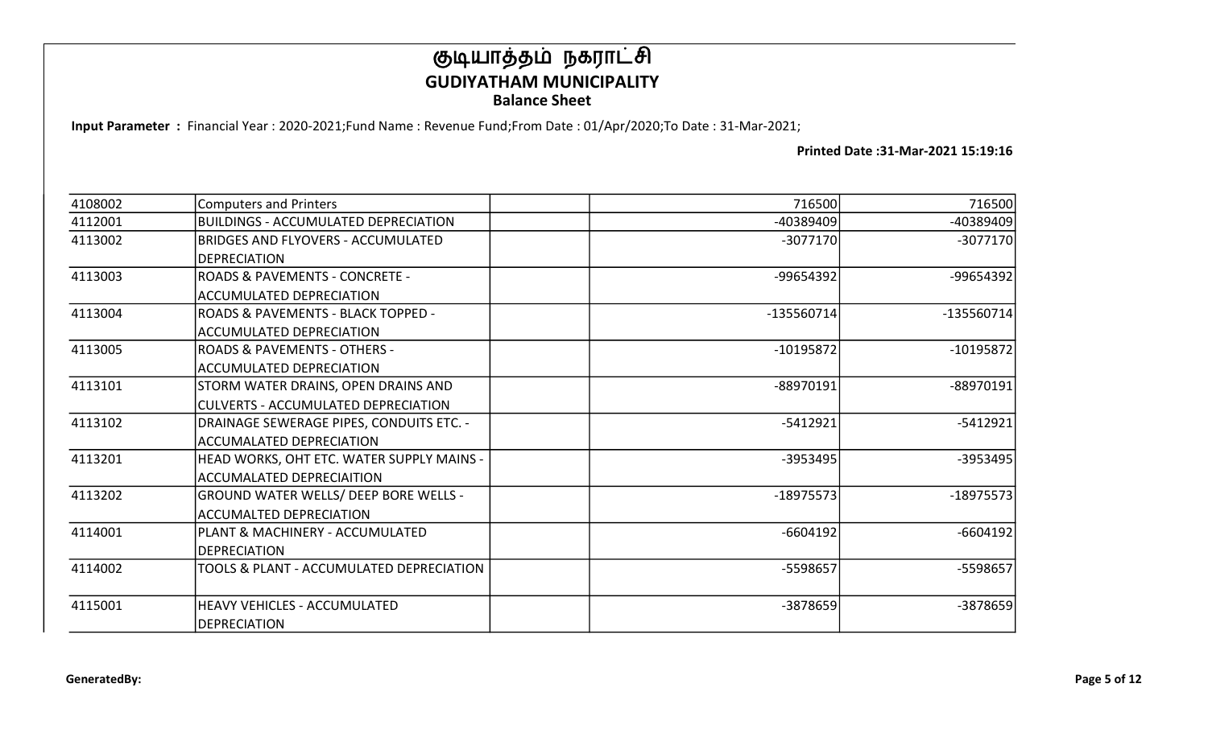# குடியாத்தம் நகராட்சி
## GUDIYATHAM MUNICIPALITY
### Balance Sheet

**Input Parameter :** Financial Year : 2020-2021;Fund Name : Revenue Fund;From Date : 01/Apr/2020;To Date : 31-Mar-2021;

**Printed Date :31-Mar-2021 15:19:16**

| | | | | |
|---|---|---|---|---|
| 4108002 | Computers and Printers | | 716500 | 716500 |
| 4112001 | BUILDINGS - ACCUMULATED DEPRECIATION | | -40389409 | -40389409 |
| 4113002 | BRIDGES AND FLYOVERS - ACCUMULATED DEPRECIATION | | -3077170 | -3077170 |
| 4113003 | ROADS & PAVEMENTS - CONCRETE - ACCUMULATED DEPRECIATION | | -99654392 | -99654392 |
| 4113004 | ROADS & PAVEMENTS - BLACK TOPPED - ACCUMULATED DEPRECIATION | | -135560714 | -135560714 |
| 4113005 | ROADS & PAVEMENTS - OTHERS - ACCUMULATED DEPRECIATION | | -10195872 | -10195872 |
| 4113101 | STORM WATER DRAINS, OPEN DRAINS AND CULVERTS - ACCUMULATED DEPRECIATION | | -88970191 | -88970191 |
| 4113102 | DRAINAGE SEWERAGE PIPES, CONDUITS ETC. - ACCUMALATED DEPRECIATION | | -5412921 | -5412921 |
| 4113201 | HEAD WORKS, OHT ETC. WATER SUPPLY MAINS - ACCUMALATED DEPRECIAITION | | -3953495 | -3953495 |
| 4113202 | GROUND WATER WELLS/ DEEP BORE WELLS - ACCUMALTED DEPRECIATION | | -18975573 | -18975573 |
| 4114001 | PLANT & MACHINERY - ACCUMULATED DEPRECIATION | | -6604192 | -6604192 |
| 4114002 | TOOLS & PLANT - ACCUMULATED DEPRECIATION | | -5598657 | -5598657 |
| 4115001 | HEAVY VEHICLES - ACCUMULATED DEPRECIATION | | -3878659 | -3878659 |

**GeneratedBy:**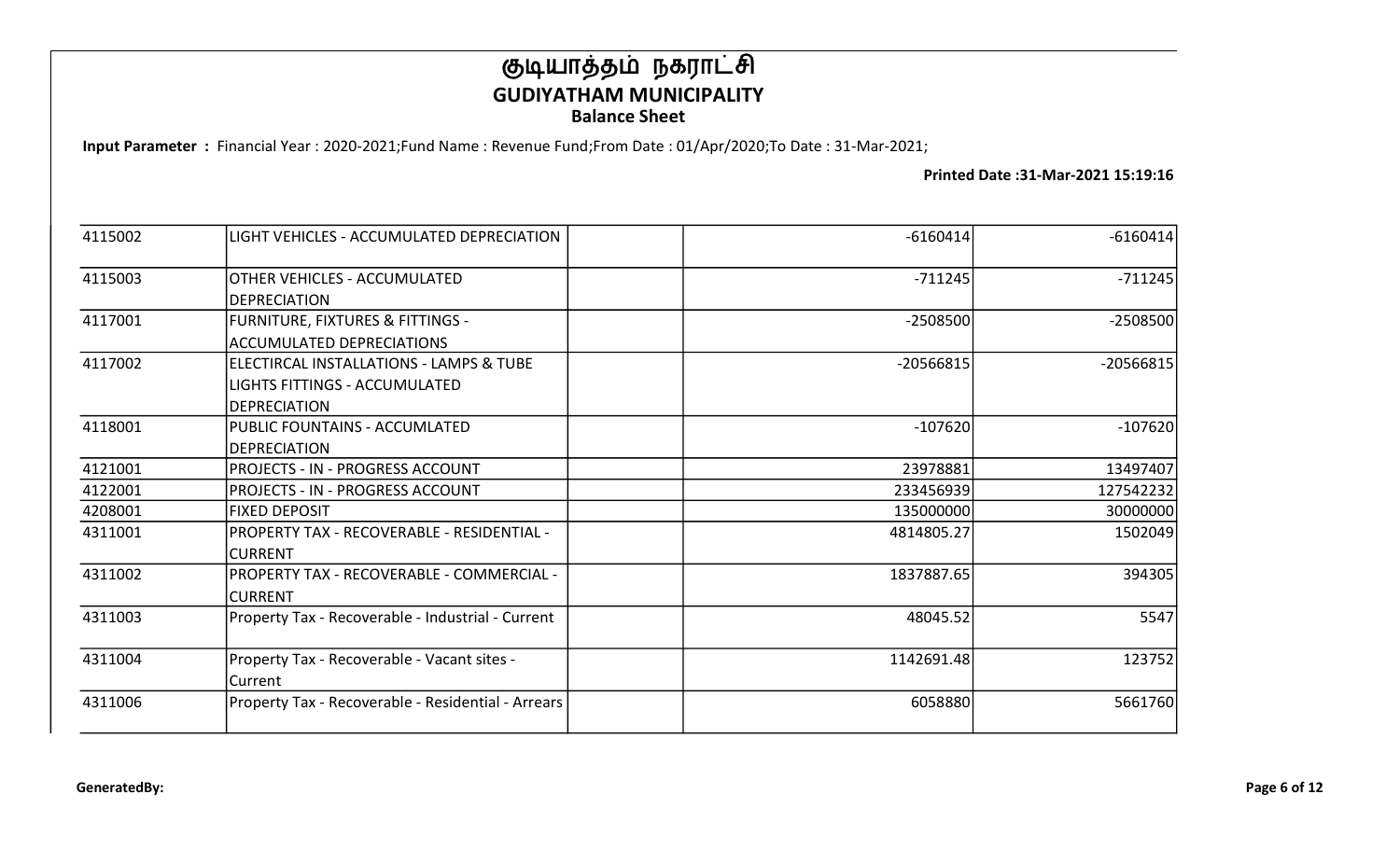# குடியாத்தம் நகராட்சி
## GUDIYATHAM MUNICIPALITY
### Balance Sheet

**Input Parameter :** Financial Year : 2020-2021;Fund Name : Revenue Fund;From Date : 01/Apr/2020;To Date : 31-Mar-2021;

**Printed Date :31-Mar-2021 15:19:16**

| | | | | |
|---|---|---|---|---|
| 4115002 | LIGHT VEHICLES - ACCUMULATED DEPRECIATION | | -6160414 | -6160414 |
| 4115003 | OTHER VEHICLES - ACCUMULATED DEPRECIATION | | -711245 | -711245 |
| 4117001 | FURNITURE, FIXTURES & FITTINGS - ACCUMULATED DEPRECIATIONS | | -2508500 | -2508500 |
| 4117002 | ELECTIRCAL INSTALLATIONS - LAMPS & TUBE LIGHTS FITTINGS - ACCUMULATED DEPRECIATION | | -20566815 | -20566815 |
| 4118001 | PUBLIC FOUNTAINS - ACCUMLATED DEPRECIATION | | -107620 | -107620 |
| 4121001 | PROJECTS - IN - PROGRESS ACCOUNT | | 23978881 | 13497407 |
| 4122001 | PROJECTS - IN - PROGRESS ACCOUNT | | 233456939 | 127542232 |
| 4208001 | FIXED DEPOSIT | | 135000000 | 30000000 |
| 4311001 | PROPERTY TAX - RECOVERABLE - RESIDENTIAL - CURRENT | | 4814805.27 | 1502049 |
| 4311002 | PROPERTY TAX - RECOVERABLE - COMMERCIAL - CURRENT | | 1837887.65 | 394305 |
| 4311003 | Property Tax - Recoverable - Industrial - Current | | 48045.52 | 5547 |
| 4311004 | Property Tax - Recoverable - Vacant sites - Current | | 1142691.48 | 123752 |
| 4311006 | Property Tax - Recoverable - Residential - Arrears | | 6058880 | 5661760 |

**GeneratedBy:**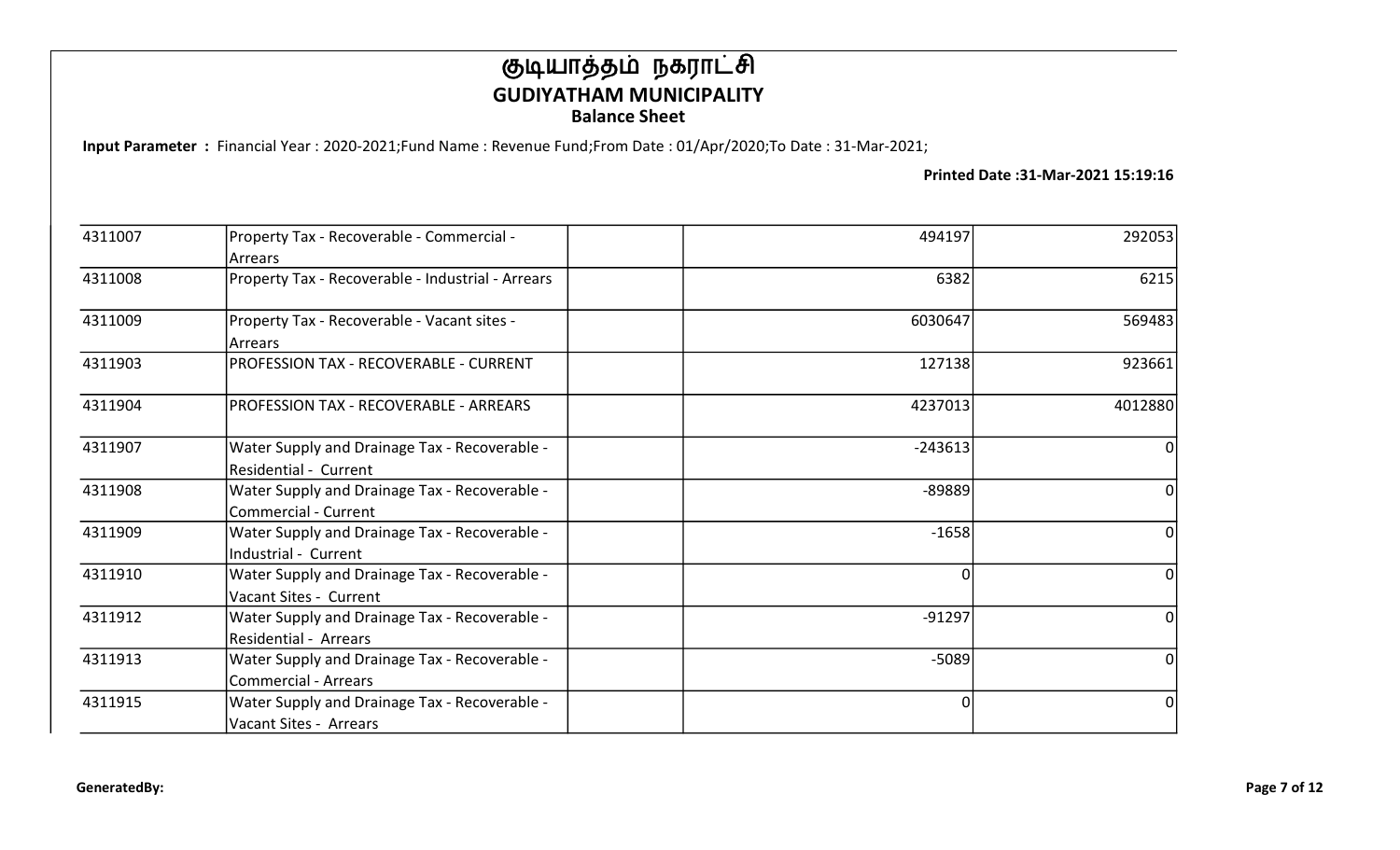# குடியாத்தம் நகராட்சி
## GUDIYATHAM MUNICIPALITY
### Balance Sheet

**Input Parameter :** Financial Year : 2020-2021;Fund Name : Revenue Fund;From Date : 01/Apr/2020;To Date : 31-Mar-2021;

**Printed Date :31-Mar-2021 15:19:16**

| | | | | |
|---|---|---|---|---|
| 4311007 | Property Tax - Recoverable - Commercial - Arrears | | 494197 | 292053 |
| 4311008 | Property Tax - Recoverable - Industrial - Arrears | | 6382 | 6215 |
| 4311009 | Property Tax - Recoverable - Vacant sites - Arrears | | 6030647 | 569483 |
| 4311903 | PROFESSION TAX - RECOVERABLE - CURRENT | | 127138 | 923661 |
| 4311904 | PROFESSION TAX - RECOVERABLE - ARREARS | | 4237013 | 4012880 |
| 4311907 | Water Supply and Drainage Tax - Recoverable - Residential - Current | | -243613 | 0 |
| 4311908 | Water Supply and Drainage Tax - Recoverable - Commercial - Current | | -89889 | 0 |
| 4311909 | Water Supply and Drainage Tax - Recoverable - Industrial - Current | | -1658 | 0 |
| 4311910 | Water Supply and Drainage Tax - Recoverable - Vacant Sites - Current | | 0 | 0 |
| 4311912 | Water Supply and Drainage Tax - Recoverable - Residential - Arrears | | -91297 | 0 |
| 4311913 | Water Supply and Drainage Tax - Recoverable - Commercial - Arrears | | -5089 | 0 |
| 4311915 | Water Supply and Drainage Tax - Recoverable - Vacant Sites - Arrears | | 0 | 0 |

GeneratedBy: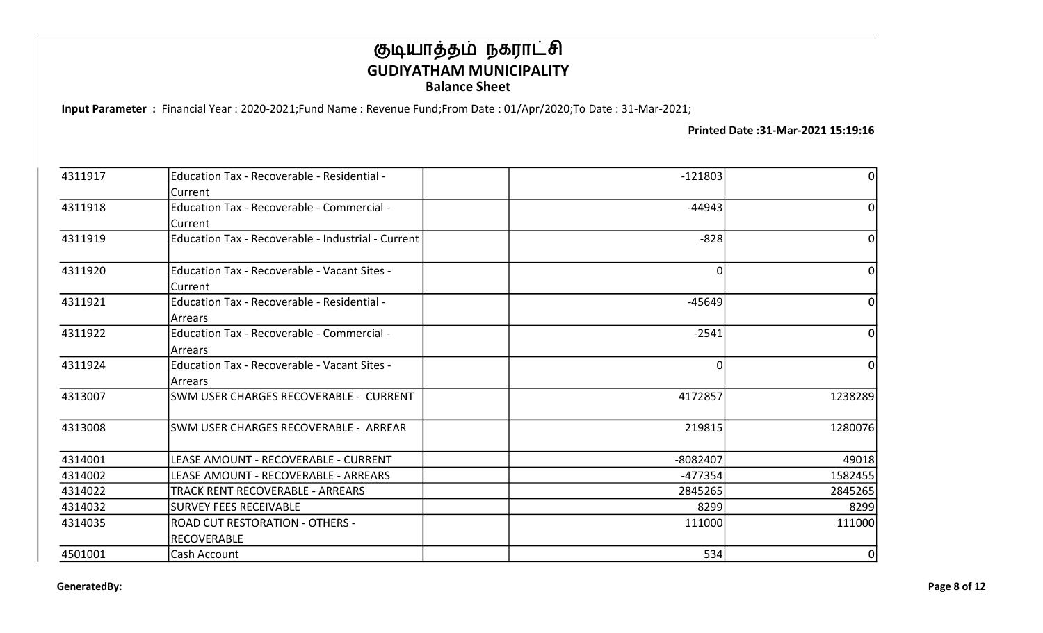# குடியாத்தம் நகராட்சி
## GUDIYATHAM MUNICIPALITY
### Balance Sheet

**Input Parameter :** Financial Year : 2020-2021;Fund Name : Revenue Fund;From Date : 01/Apr/2020;To Date : 31-Mar-2021;

**Printed Date :31-Mar-2021 15:19:16**

| | | | | |
|---|---|---|---|---|
| 4311917 | Education Tax - Recoverable - Residential - Current | | -121803 | 0 |
| 4311918 | Education Tax - Recoverable - Commercial - Current | | -44943 | 0 |
| 4311919 | Education Tax - Recoverable - Industrial - Current | | -828 | 0 |
| 4311920 | Education Tax - Recoverable - Vacant Sites - Current | | 0 | 0 |
| 4311921 | Education Tax - Recoverable - Residential - Arrears | | -45649 | 0 |
| 4311922 | Education Tax - Recoverable - Commercial - Arrears | | -2541 | 0 |
| 4311924 | Education Tax - Recoverable - Vacant Sites - Arrears | | 0 | 0 |
| 4313007 | SWM USER CHARGES RECOVERABLE - CURRENT | | 4172857 | 1238289 |
| 4313008 | SWM USER CHARGES RECOVERABLE - ARREAR | | 219815 | 1280076 |
| 4314001 | LEASE AMOUNT - RECOVERABLE - CURRENT | | -8082407 | 49018 |
| 4314002 | LEASE AMOUNT - RECOVERABLE - ARREARS | | -477354 | 1582455 |
| 4314022 | TRACK RENT RECOVERABLE - ARREARS | | 2845265 | 2845265 |
| 4314032 | SURVEY FEES RECEIVABLE | | 8299 | 8299 |
| 4314035 | ROAD CUT RESTORATION - OTHERS - RECOVERABLE | | 111000 | 111000 |
| 4501001 | Cash Account | | 534 | 0 |

GeneratedBy: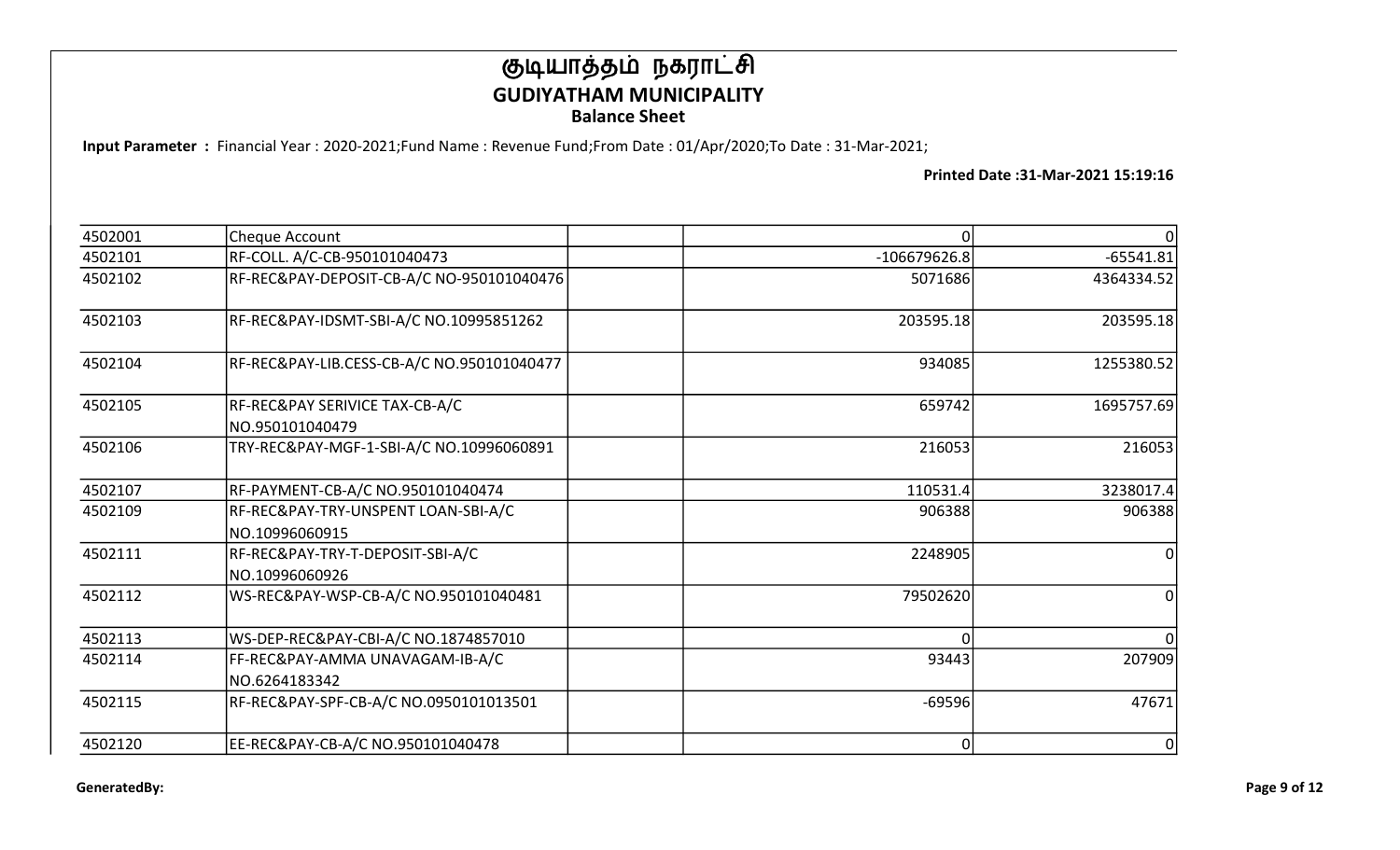# குடியாத்தம் நகராட்சி
## GUDIYATHAM MUNICIPALITY
### Balance Sheet

**Input Parameter :** Financial Year : 2020-2021;Fund Name : Revenue Fund;From Date : 01/Apr/2020;To Date : 31-Mar-2021;

**Printed Date :31-Mar-2021 15:19:16**

| | | | | |
|---|---|---|---|---|
| 4502001 | Cheque Account | | 0 | 0 |
| 4502101 | RF-COLL. A/C-CB-950101040473 | | -106679626.8 | -65541.81 |
| 4502102 | RF-REC&PAY-DEPOSIT-CB-A/C NO-950101040476 | | 5071686 | 4364334.52 |
| 4502103 | RF-REC&PAY-IDSMT-SBI-A/C NO.10995851262 | | 203595.18 | 203595.18 |
| 4502104 | RF-REC&PAY-LIB.CESS-CB-A/C NO.950101040477 | | 934085 | 1255380.52 |
| 4502105 | RF-REC&PAY SERIVICE TAX-CB-A/C NO.950101040479 | | 659742 | 1695757.69 |
| 4502106 | TRY-REC&PAY-MGF-1-SBI-A/C NO.10996060891 | | 216053 | 216053 |
| 4502107 | RF-PAYMENT-CB-A/C NO.950101040474 | | 110531.4 | 3238017.4 |
| 4502109 | RF-REC&PAY-TRY-UNSPENT LOAN-SBI-A/C NO.10996060915 | | 906388 | 906388 |
| 4502111 | RF-REC&PAY-TRY-T-DEPOSIT-SBI-A/C NO.10996060926 | | 2248905 | 0 |
| 4502112 | WS-REC&PAY-WSP-CB-A/C NO.950101040481 | | 79502620 | 0 |
| 4502113 | WS-DEP-REC&PAY-CBI-A/C NO.1874857010 | | 0 | 0 |
| 4502114 | FF-REC&PAY-AMMA UNAVAGAM-IB-A/C NO.6264183342 | | 93443 | 207909 |
| 4502115 | RF-REC&PAY-SPF-CB-A/C NO.0950101013501 | | -69596 | 47671 |
| 4502120 | EE-REC&PAY-CB-A/C NO.950101040478 | | 0 | 0 |

**GeneratedBy:**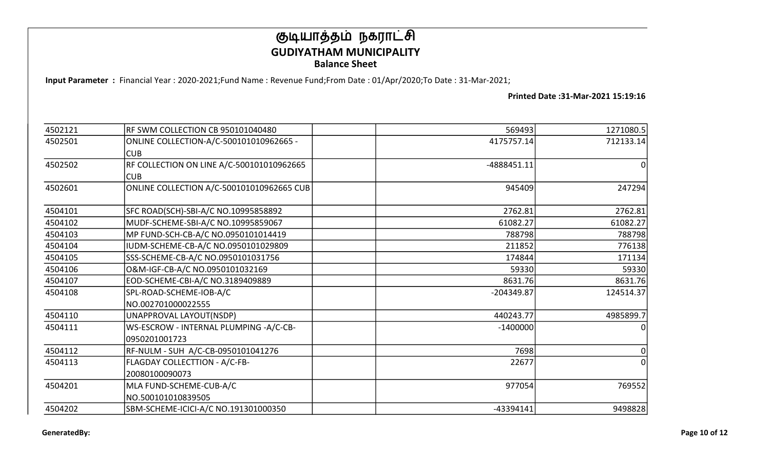# குடியாத்தம் நகராட்சி
## GUDIYATHAM MUNICIPALITY
### Balance Sheet

**Input Parameter :** Financial Year : 2020-2021;Fund Name : Revenue Fund;From Date : 01/Apr/2020;To Date : 31-Mar-2021;

**Printed Date :31-Mar-2021 15:19:16**

| | | | | |
|---|---|---|---|---|
| 4502121 | RF SWM COLLECTION CB 950101040480 | | 569493 | 1271080.5 |
| 4502501 | ONLINE COLLECTION-A/C-500101010962665 -CUB | | 4175757.14 | 712133.14 |
| 4502502 | RF COLLECTION ON LINE A/C-500101010962665 CUB | | -4888451.11 | 0 |
| 4502601 | ONLINE COLLECTION A/C-500101010962665 CUB | | 945409 | 247294 |
| 4504101 | SFC ROAD(SCH)-SBI-A/C NO.10995858892 | | 2762.81 | 2762.81 |
| 4504102 | MUDF-SCHEME-SBI-A/C NO.10995859067 | | 61082.27 | 61082.27 |
| 4504103 | MP FUND-SCH-CB-A/C NO.0950101014419 | | 788798 | 788798 |
| 4504104 | IUDM-SCHEME-CB-A/C NO.0950101029809 | | 211852 | 776138 |
| 4504105 | SSS-SCHEME-CB-A/C NO.0950101031756 | | 174844 | 171134 |
| 4504106 | O&M-IGF-CB-A/C NO.0950101032169 | | 59330 | 59330 |
| 4504107 | EOD-SCHEME-CBI-A/C NO.3189409889 | | 8631.76 | 8631.76 |
| 4504108 | SPL-ROAD-SCHEME-IOB-A/C NO.002701000022555 | | -204349.87 | 124514.37 |
| 4504110 | UNAPPROVAL LAYOUT(NSDP) | | 440243.77 | 4985899.7 |
| 4504111 | WS-ESCROW - INTERNAL PLUMPING -A/C-CB-0950201001723 | | -1400000 | 0 |
| 4504112 | RF-NULM - SUH A/C-CB-0950101041276 | | 7698 | 0 |
| 4504113 | FLAGDAY COLLECTTION - A/C-FB-20080100090073 | | 22677 | 0 |
| 4504201 | MLA FUND-SCHEME-CUB-A/C NO.500101010839505 | | 977054 | 769552 |
| 4504202 | SBM-SCHEME-ICICI-A/C NO.191301000350 | | -43394141 | 9498828 |

**GeneratedBy:**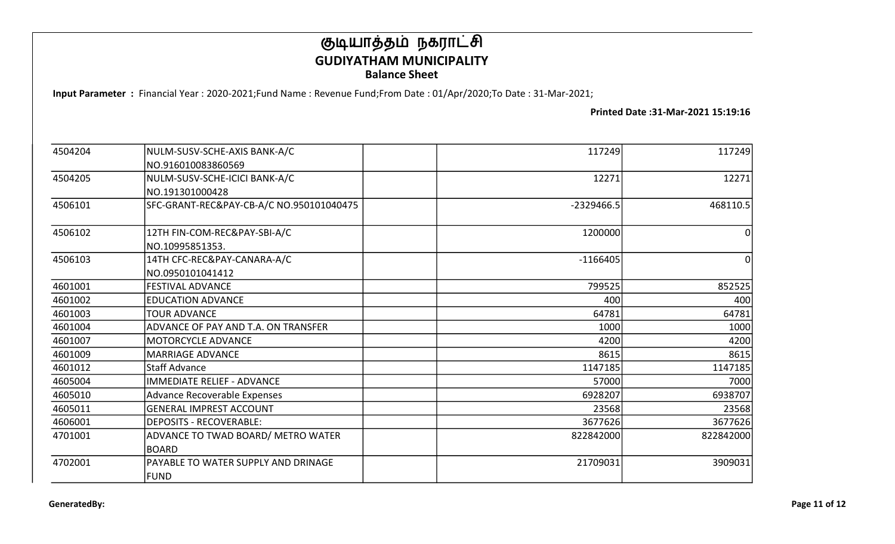# குடியாத்தம் நகராட்சி
## GUDIYATHAM MUNICIPALITY
### Balance Sheet

**Input Parameter :** Financial Year : 2020-2021;Fund Name : Revenue Fund;From Date : 01/Apr/2020;To Date : 31-Mar-2021;

**Printed Date :31-Mar-2021 15:19:16**

| | | | | |
|---|---|---|---|---|
| 4504204 | NULM-SUSV-SCHE-AXIS BANK-A/C NO.916010083860569 | | 117249 | 117249 |
| 4504205 | NULM-SUSV-SCHE-ICICI BANK-A/C NO.191301000428 | | 12271 | 12271 |
| 4506101 | SFC-GRANT-REC&PAY-CB-A/C NO.950101040475 | | -2329466.5 | 468110.5 |
| 4506102 | 12TH FIN-COM-REC&PAY-SBI-A/C NO.10995851353. | | 1200000 | 0 |
| 4506103 | 14TH CFC-REC&PAY-CANARA-A/C NO.0950101041412 | | -1166405 | 0 |
| 4601001 | FESTIVAL ADVANCE | | 799525 | 852525 |
| 4601002 | EDUCATION ADVANCE | | 400 | 400 |
| 4601003 | TOUR ADVANCE | | 64781 | 64781 |
| 4601004 | ADVANCE OF PAY AND T.A. ON TRANSFER | | 1000 | 1000 |
| 4601007 | MOTORCYCLE ADVANCE | | 4200 | 4200 |
| 4601009 | MARRIAGE ADVANCE | | 8615 | 8615 |
| 4601012 | Staff Advance | | 1147185 | 1147185 |
| 4605004 | IMMEDIATE RELIEF - ADVANCE | | 57000 | 7000 |
| 4605010 | Advance Recoverable Expenses | | 6928207 | 6938707 |
| 4605011 | GENERAL IMPREST ACCOUNT | | 23568 | 23568 |
| 4606001 | DEPOSITS - RECOVERABLE: | | 3677626 | 3677626 |
| 4701001 | ADVANCE TO TWAD BOARD/ METRO WATER BOARD | | 822842000 | 822842000 |
| 4702001 | PAYABLE TO WATER SUPPLY AND DRINAGE FUND | | 21709031 | 3909031 |

**GeneratedBy:**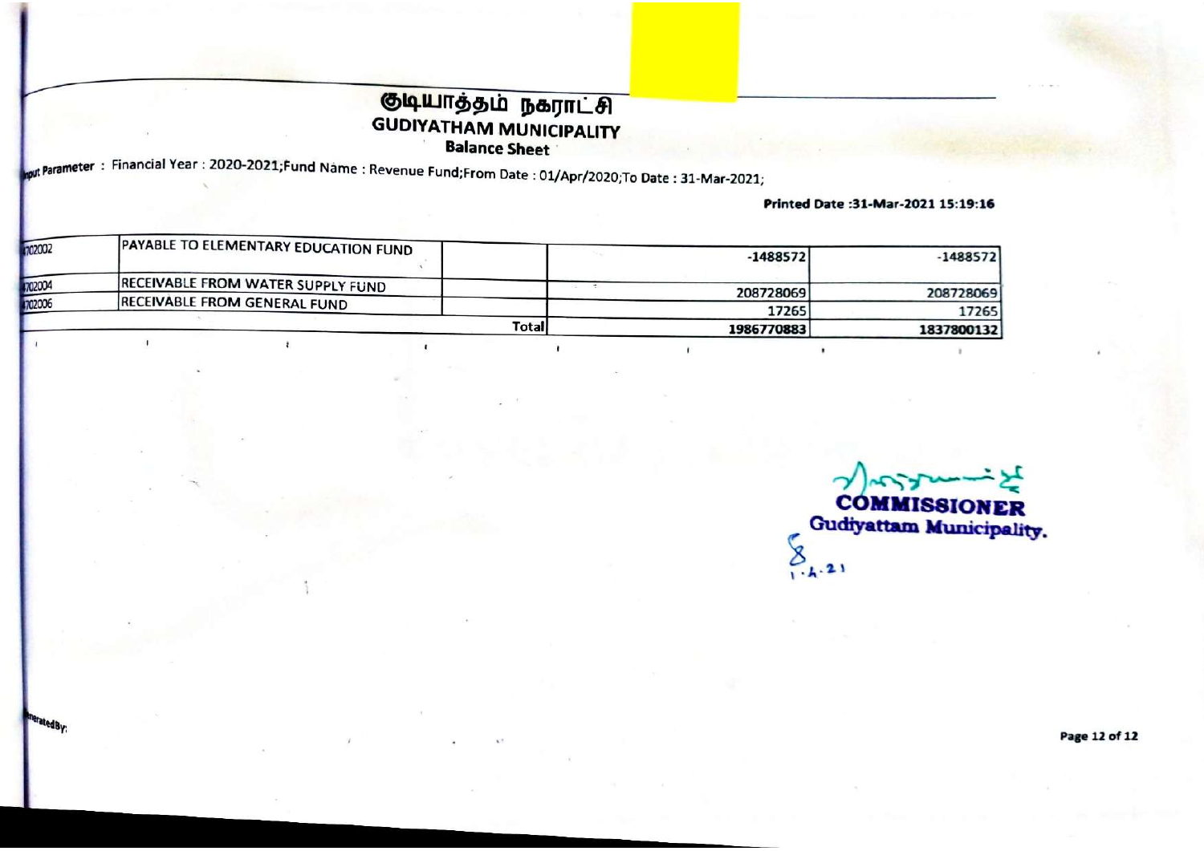# குடியாத்தம் நகராட்சி

## GUDIYATHAM MUNICIPALITY

### Balance Sheet

Input Parameter : Financial Year : 2020-2021;Fund Name : Revenue Fund;From Date : 01/Apr/2020;To Date : 31-Mar-2021;

**Printed Date :31-Mar-2021 15:19:16**

| | | | | |
|---|---|---|---|---|
| 702002 | PAYABLE TO ELEMENTARY EDUCATION FUND | | -1488572 | -1488572 |
| 702004 | RECEIVABLE FROM WATER SUPPLY FUND | | 208728069 | 208728069 |
| 702006 | RECEIVABLE FROM GENERAL FUND | | 17265 | 17265 |
| | | Total | 1986770883 | 1837800132 |

**COMMISSIONER**
**Gudiyattam Municipality.**

1.4.21

GeneratedBy: